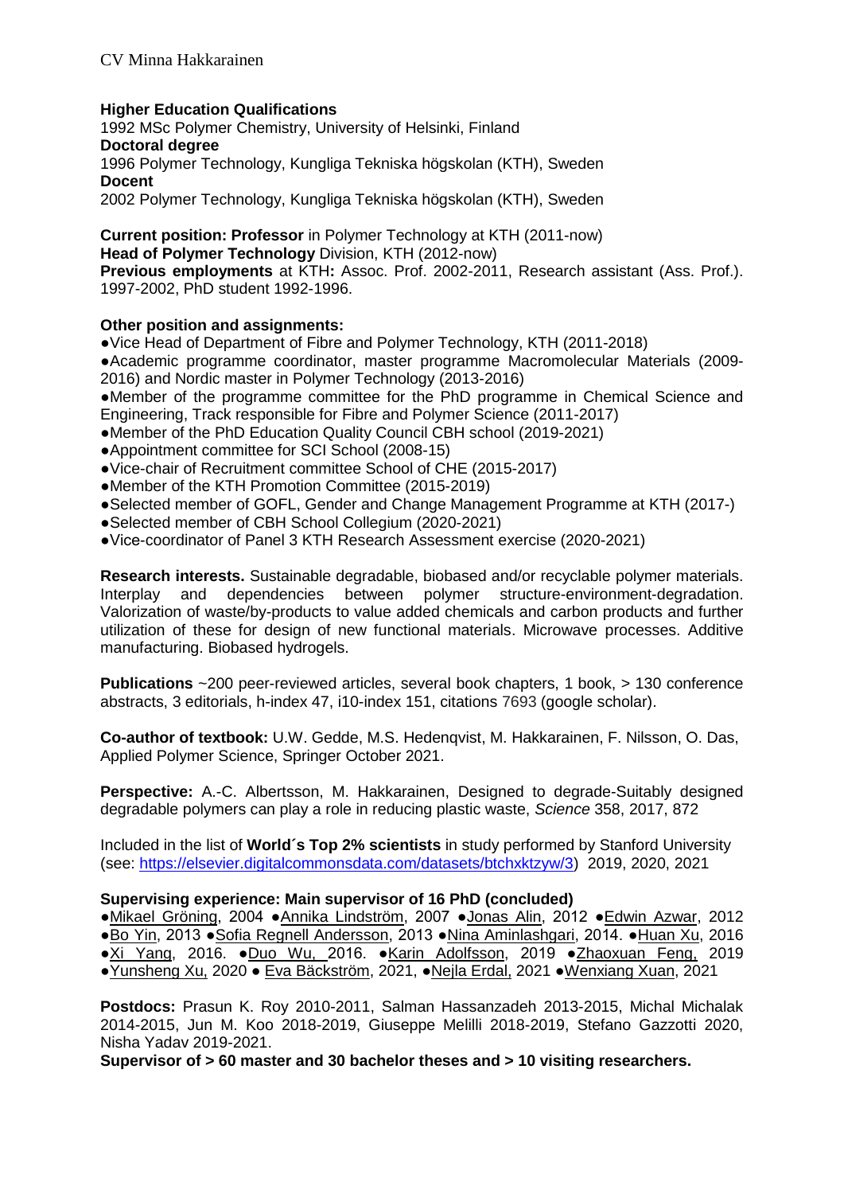# CV Minna Hakkarainen

**Higher Education Qualifications**
1992 MSc Polymer Chemistry, University of Helsinki, Finland
**Doctoral degree**
1996 Polymer Technology, Kungliga Tekniska högskolan (KTH), Sweden
**Docent**
2002 Polymer Technology, Kungliga Tekniska högskolan (KTH), Sweden

**Current position: Professor** in Polymer Technology at KTH (2011-now)
**Head of Polymer Technology** Division, KTH (2012-now)
**Previous employments** at KTH**:** Assoc. Prof. 2002-2011, Research assistant (Ass. Prof.). 1997-2002, PhD student 1992-1996.

**Other position and assignments:**

- Vice Head of Department of Fibre and Polymer Technology, KTH (2011-2018)
- Academic programme coordinator, master programme Macromolecular Materials (2009-2016) and Nordic master in Polymer Technology (2013-2016)
- Member of the programme committee for the PhD programme in Chemical Science and Engineering, Track responsible for Fibre and Polymer Science (2011-2017)
- Member of the PhD Education Quality Council CBH school (2019-2021)
- Appointment committee for SCI School (2008-15)
- Vice-chair of Recruitment committee School of CHE (2015-2017)
- Member of the KTH Promotion Committee (2015-2019)
- Selected member of GOFL, Gender and Change Management Programme at KTH (2017-)
- Selected member of CBH School Collegium (2020-2021)
- Vice-coordinator of Panel 3 KTH Research Assessment exercise (2020-2021)

**Research interests.** Sustainable degradable, biobased and/or recyclable polymer materials. Interplay and dependencies between polymer structure-environment-degradation. Valorization of waste/by-products to value added chemicals and carbon products and further utilization of these for design of new functional materials. Microwave processes. Additive manufacturing. Biobased hydrogels.

**Publications** ~200 peer-reviewed articles, several book chapters, 1 book, > 130 conference abstracts, 3 editorials, h-index 47, i10-index 151, citations 7693 (google scholar).

**Co-author of textbook:** U.W. Gedde, M.S. Hedenqvist, M. Hakkarainen, F. Nilsson, O. Das, Applied Polymer Science, Springer October 2021.

**Perspective:** A.-C. Albertsson, M. Hakkarainen, Designed to degrade-Suitably designed degradable polymers can play a role in reducing plastic waste, *Science* 358, 2017, 872

Included in the list of **World´s Top 2% scientists** in study performed by Stanford University (see: https://elsevier.digitalcommonsdata.com/datasets/btchxktzyw/3) 2019, 2020, 2021

**Supervising experience: Main supervisor of 16 PhD (concluded)**
●Mikael Gröning, 2004 ●Annika Lindström, 2007 ●Jonas Alin, 2012 ●Edwin Azwar, 2012 ●Bo Yin, 2013 ●Sofia Regnell Andersson, 2013 ●Nina Aminlashgari, 2014. ●Huan Xu, 2016 ●Xi Yang, 2016. ●Duo Wu, 2016. ●Karin Adolfsson, 2019 ●Zhaoxuan Feng, 2019 ●Yunsheng Xu, 2020 ● Eva Bäckström, 2021, ●Nejla Erdal, 2021 ●Wenxiang Xuan, 2021

**Postdocs:** Prasun K. Roy 2010-2011, Salman Hassanzadeh 2013-2015, Michal Michalak 2014-2015, Jun M. Koo 2018-2019, Giuseppe Melilli 2018-2019, Stefano Gazzotti 2020, Nisha Yadav 2019-2021.
**Supervisor of > 60 master and 30 bachelor theses and > 10 visiting researchers.**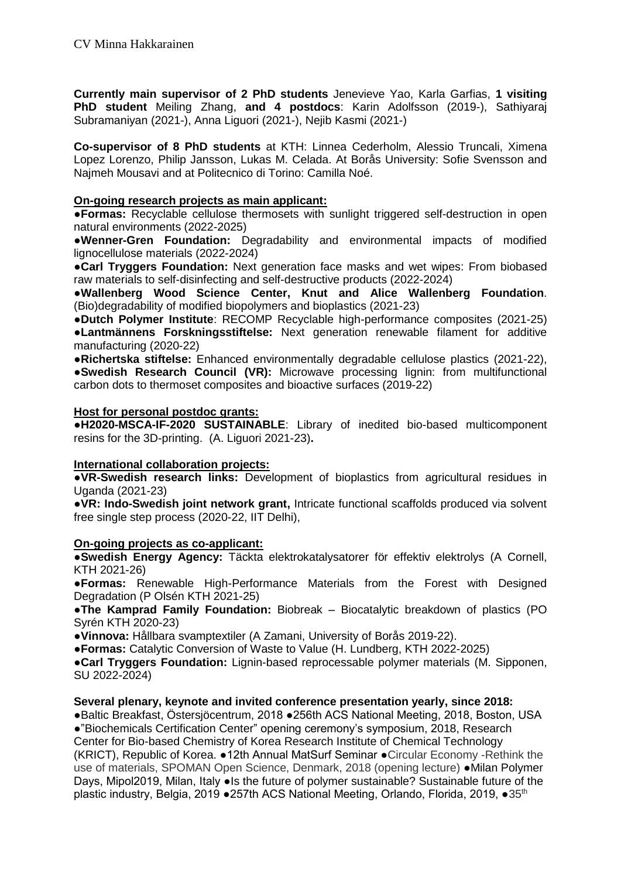**Currently main supervisor of 2 PhD students** Jenevieve Yao, Karla Garfias, **1 visiting PhD student** Meiling Zhang, **and 4 postdocs**: Karin Adolfsson (2019-), Sathiyaraj Subramaniyan (2021-), Anna Liguori (2021-), Nejib Kasmi (2021-)

**Co-supervisor of 8 PhD students** at KTH: Linnea Cederholm, Alessio Truncali, Ximena Lopez Lorenzo, Philip Jansson, Lukas M. Celada. At Borås University: Sofie Svensson and Najmeh Mousavi and at Politecnico di Torino: Camilla Noé.

**On-going research projects as main applicant:**

●**Formas:** Recyclable cellulose thermosets with sunlight triggered self-destruction in open natural environments (2022-2025)
●**Wenner-Gren Foundation:** Degradability and environmental impacts of modified lignocellulose materials (2022-2024)
●**Carl Tryggers Foundation:** Next generation face masks and wet wipes: From biobased raw materials to self-disinfecting and self-destructive products (2022-2024)
●**Wallenberg Wood Science Center, Knut and Alice Wallenberg Foundation**. (Bio)degradability of modified biopolymers and bioplastics (2021-23)
●**Dutch Polymer Institute**: RECOMP Recyclable high-performance composites (2021-25)
●**Lantmännens Forskningsstiftelse:** Next generation renewable filament for additive manufacturing (2020-22)
●**Richertska stiftelse:** Enhanced environmentally degradable cellulose plastics (2021-22),
●**Swedish Research Council (VR):** Microwave processing lignin: from multifunctional carbon dots to thermoset composites and bioactive surfaces (2019-22)

**Host for personal postdoc grants:**

●**H2020-MSCA-IF-2020 SUSTAINABLE**: Library of inedited bio-based multicomponent resins for the 3D-printing. (A. Liguori 2021-23)**.**

**International collaboration projects:**

●**VR-Swedish research links:** Development of bioplastics from agricultural residues in Uganda (2021-23)
●**VR: Indo-Swedish joint network grant,** Intricate functional scaffolds produced via solvent free single step process (2020-22, IIT Delhi),

**On-going projects as co-applicant:**

●**Swedish Energy Agency:** Täckta elektrokatalysatorer för effektiv elektrolys (A Cornell, KTH 2021-26)
●**Formas:** Renewable High-Performance Materials from the Forest with Designed Degradation (P Olsén KTH 2021-25)
●**The Kamprad Family Foundation:** Biobreak – Biocatalytic breakdown of plastics (PO Syrén KTH 2020-23)
●**Vinnova:** Hållbara svamptextiler (A Zamani, University of Borås 2019-22).
●**Formas:** Catalytic Conversion of Waste to Value (H. Lundberg, KTH 2022-2025)
●**Carl Tryggers Foundation:** Lignin-based reprocessable polymer materials (M. Sipponen, SU 2022-2024)

**Several plenary, keynote and invited conference presentation yearly, since 2018:**

●Baltic Breakfast, Östersjöcentrum, 2018 ●256th ACS National Meeting, 2018, Boston, USA ●"Biochemicals Certification Center" opening ceremony's symposium, 2018, Research Center for Bio-based Chemistry of Korea Research Institute of Chemical Technology (KRICT), Republic of Korea. ●12th Annual MatSurf Seminar ●Circular Economy -Rethink the use of materials, SPOMAN Open Science, Denmark, 2018 (opening lecture) ●Milan Polymer Days, Mipol2019, Milan, Italy ●Is the future of polymer sustainable? Sustainable future of the plastic industry, Belgia, 2019 ●257th ACS National Meeting, Orlando, Florida, 2019, ●35th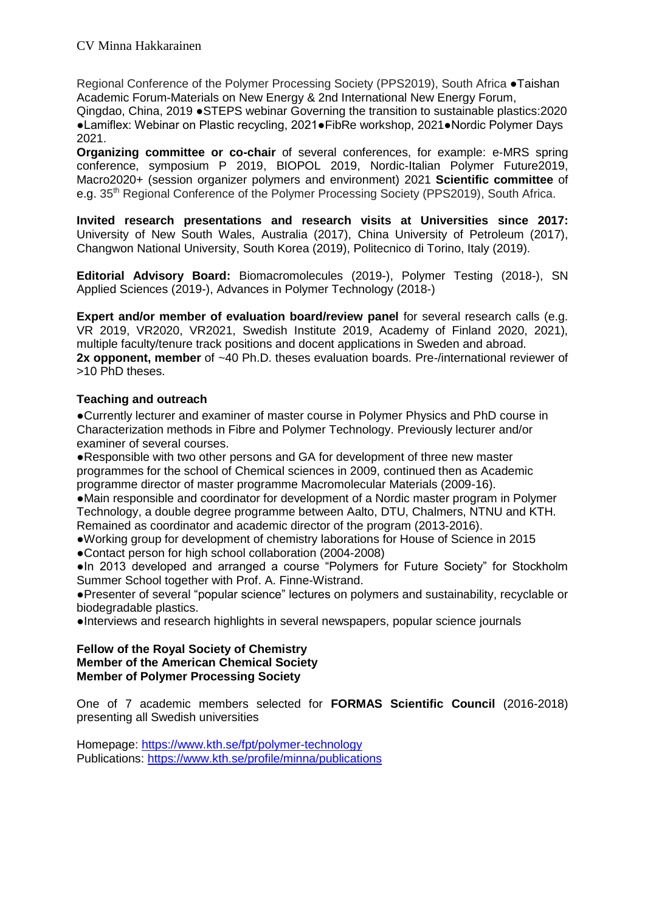Regional Conference of the Polymer Processing Society (PPS2019), South Africa ●Taishan Academic Forum-Materials on New Energy & 2nd International New Energy Forum, Qingdao, China, 2019 ●STEPS webinar Governing the transition to sustainable plastics:2020 ●Lamiflex: Webinar on Plastic recycling, 2021●FibRe workshop, 2021●Nordic Polymer Days 2021.

**Organizing committee or co-chair** of several conferences, for example: e-MRS spring conference, symposium P 2019, BIOPOL 2019, Nordic-Italian Polymer Future2019, Macro2020+ (session organizer polymers and environment) 2021 **Scientific committee** of e.g. 35th Regional Conference of the Polymer Processing Society (PPS2019), South Africa.

**Invited research presentations and research visits at Universities since 2017:** University of New South Wales, Australia (2017), China University of Petroleum (2017), Changwon National University, South Korea (2019), Politecnico di Torino, Italy (2019).

**Editorial Advisory Board:** Biomacromolecules (2019-), Polymer Testing (2018-), SN Applied Sciences (2019-), Advances in Polymer Technology (2018-)

**Expert and/or member of evaluation board/review panel** for several research calls (e.g. VR 2019, VR2020, VR2021, Swedish Institute 2019, Academy of Finland 2020, 2021), multiple faculty/tenure track positions and docent applications in Sweden and abroad.
**2x opponent, member** of ~40 Ph.D. theses evaluation boards. Pre-/international reviewer of >10 PhD theses.

**Teaching and outreach**

●Currently lecturer and examiner of master course in Polymer Physics and PhD course in Characterization methods in Fibre and Polymer Technology. Previously lecturer and/or examiner of several courses.
●Responsible with two other persons and GA for development of three new master programmes for the school of Chemical sciences in 2009, continued then as Academic programme director of master programme Macromolecular Materials (2009-16).
●Main responsible and coordinator for development of a Nordic master program in Polymer Technology, a double degree programme between Aalto, DTU, Chalmers, NTNU and KTH. Remained as coordinator and academic director of the program (2013-2016).
●Working group for development of chemistry laborations for House of Science in 2015
●Contact person for high school collaboration (2004-2008)
●In 2013 developed and arranged a course "Polymers for Future Society" for Stockholm Summer School together with Prof. A. Finne-Wistrand.
●Presenter of several "popular science" lectures on polymers and sustainability, recyclable or biodegradable plastics.
●Interviews and research highlights in several newspapers, popular science journals

**Fellow of the Royal Society of Chemistry**
**Member of the American Chemical Society**
**Member of Polymer Processing Society**

One of 7 academic members selected for **FORMAS Scientific Council** (2016-2018) presenting all Swedish universities

Homepage: https://www.kth.se/fpt/polymer-technology
Publications: https://www.kth.se/profile/minna/publications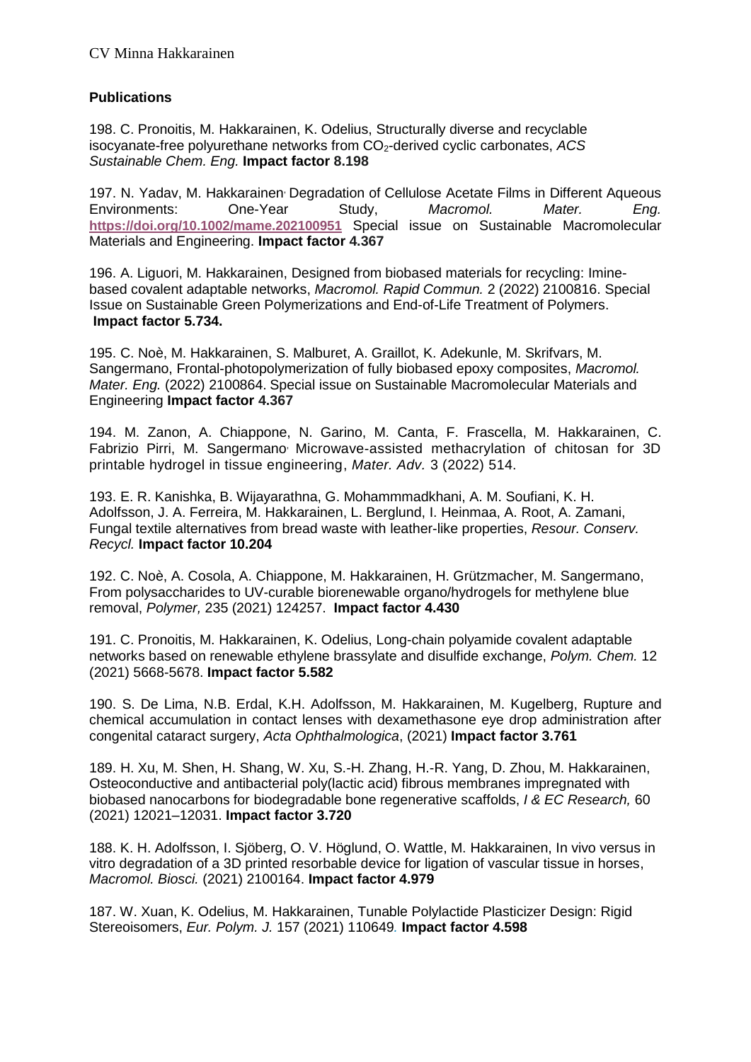## Publications

198. C. Pronoitis, M. Hakkarainen, K. Odelius, Structurally diverse and recyclable isocyanate-free polyurethane networks from $CO_2$-derived cyclic carbonates, *ACS Sustainable Chem. Eng.* **Impact factor 8.198**

197. N. Yadav, M. Hakkarainen, Degradation of Cellulose Acetate Films in Different Aqueous Environments: One-Year Study, *Macromol. Mater. Eng.* **https://doi.org/10.1002/mame.202100951** Special issue on Sustainable Macromolecular Materials and Engineering. **Impact factor 4.367**

196. A. Liguori, M. Hakkarainen, Designed from biobased materials for recycling: Imine-based covalent adaptable networks, *Macromol. Rapid Commun.* 2 (2022) 2100816. Special Issue on Sustainable Green Polymerizations and End-of-Life Treatment of Polymers. **Impact factor 5.734.**

195. C. Noè, M. Hakkarainen, S. Malburet, A. Graillot, K. Adekunle, M. Skrifvars, M. Sangermano, Frontal-photopolymerization of fully biobased epoxy composites, *Macromol. Mater. Eng.* (2022) 2100864. Special issue on Sustainable Macromolecular Materials and Engineering **Impact factor 4.367**

194. M. Zanon, A. Chiappone, N. Garino, M. Canta, F. Frascella, M. Hakkarainen, C. Fabrizio Pirri, M. Sangermano, Microwave-assisted methacrylation of chitosan for 3D printable hydrogel in tissue engineering, *Mater. Adv.* 3 (2022) 514.

193. E. R. Kanishka, B. Wijayarathna, G. Mohammmadkhani, A. M. Soufiani, K. H. Adolfsson, J. A. Ferreira, M. Hakkarainen, L. Berglund, I. Heinmaa, A. Root, A. Zamani, Fungal textile alternatives from bread waste with leather-like properties, *Resour. Conserv. Recycl.* **Impact factor 10.204**

192. C. Noè, A. Cosola, A. Chiappone, M. Hakkarainen, H. Grützmacher, M. Sangermano, From polysaccharides to UV-curable biorenewable organo/hydrogels for methylene blue removal, *Polymer,* 235 (2021) 124257. **Impact factor 4.430**

191. C. Pronoitis, M. Hakkarainen, K. Odelius, Long-chain polyamide covalent adaptable networks based on renewable ethylene brassylate and disulfide exchange, *Polym. Chem.* 12 (2021) 5668-5678. **Impact factor 5.582**

190. S. De Lima, N.B. Erdal, K.H. Adolfsson, M. Hakkarainen, M. Kugelberg, Rupture and chemical accumulation in contact lenses with dexamethasone eye drop administration after congenital cataract surgery, *Acta Ophthalmologica*, (2021) **Impact factor 3.761**

189. H. Xu, M. Shen, H. Shang, W. Xu, S.-H. Zhang, H.-R. Yang, D. Zhou, M. Hakkarainen, Osteoconductive and antibacterial poly(lactic acid) fibrous membranes impregnated with biobased nanocarbons for biodegradable bone regenerative scaffolds, *I & EC Research,* 60 (2021) 12021–12031. **Impact factor 3.720**

188. K. H. Adolfsson, I. Sjöberg, O. V. Höglund, O. Wattle, M. Hakkarainen, In vivo versus in vitro degradation of a 3D printed resorbable device for ligation of vascular tissue in horses, *Macromol. Biosci.* (2021) 2100164. **Impact factor 4.979**

187. W. Xuan, K. Odelius, M. Hakkarainen, Tunable Polylactide Plasticizer Design: Rigid Stereoisomers, *Eur. Polym. J.* 157 (2021) 110649. **Impact factor 4.598**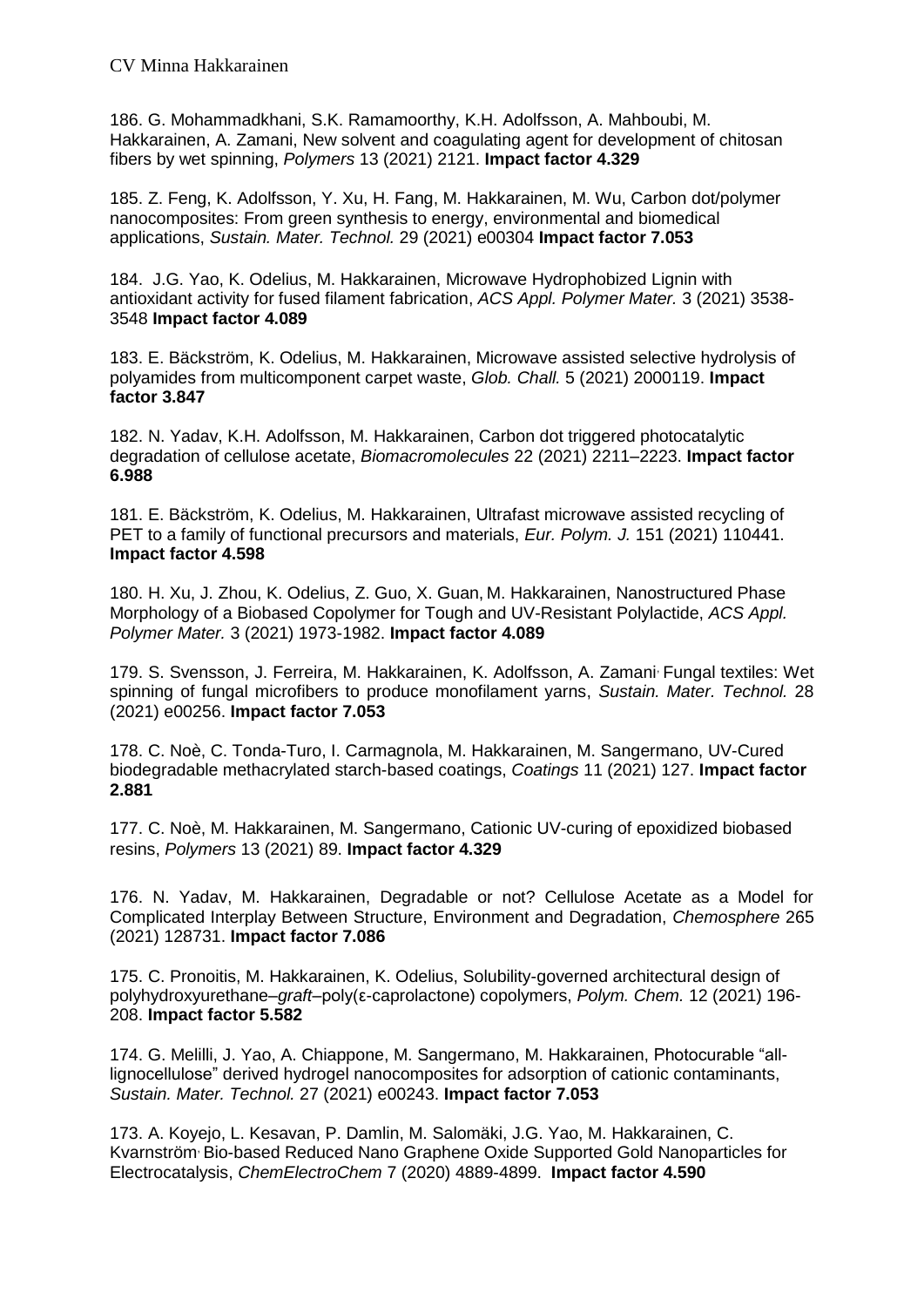186. G. Mohammadkhani, S.K. Ramamoorthy, K.H. Adolfsson, A. Mahboubi, M. Hakkarainen, A. Zamani, New solvent and coagulating agent for development of chitosan fibers by wet spinning, *Polymers* 13 (2021) 2121. **Impact factor 4.329**

185. Z. Feng, K. Adolfsson, Y. Xu, H. Fang, M. Hakkarainen, M. Wu, Carbon dot/polymer nanocomposites: From green synthesis to energy, environmental and biomedical applications, *Sustain. Mater. Technol.* 29 (2021) e00304 **Impact factor 7.053**

184. J.G. Yao, K. Odelius, M. Hakkarainen, Microwave Hydrophobized Lignin with antioxidant activity for fused filament fabrication, *ACS Appl. Polymer Mater.* 3 (2021) 3538-3548 **Impact factor 4.089**

183. E. Bäckström, K. Odelius, M. Hakkarainen, Microwave assisted selective hydrolysis of polyamides from multicomponent carpet waste, *Glob. Chall.* 5 (2021) 2000119. **Impact factor 3.847**

182. N. Yadav, K.H. Adolfsson, M. Hakkarainen, Carbon dot triggered photocatalytic degradation of cellulose acetate, *Biomacromolecules* 22 (2021) 2211–2223. **Impact factor 6.988**

181. E. Bäckström, K. Odelius, M. Hakkarainen, Ultrafast microwave assisted recycling of PET to a family of functional precursors and materials, *Eur. Polym. J.* 151 (2021) 110441. **Impact factor 4.598**

180. H. Xu, J. Zhou, K. Odelius, Z. Guo, X. Guan, M. Hakkarainen, Nanostructured Phase Morphology of a Biobased Copolymer for Tough and UV-Resistant Polylactide, *ACS Appl. Polymer Mater.* 3 (2021) 1973-1982. **Impact factor 4.089**

179. S. Svensson, J. Ferreira, M. Hakkarainen, K. Adolfsson, A. Zamani, Fungal textiles: Wet spinning of fungal microfibers to produce monofilament yarns, *Sustain. Mater. Technol.* 28 (2021) e00256. **Impact factor 7.053**

178. C. Noè, C. Tonda-Turo, I. Carmagnola, M. Hakkarainen, M. Sangermano, UV-Cured biodegradable methacrylated starch-based coatings, *Coatings* 11 (2021) 127. **Impact factor 2.881**

177. C. Noè, M. Hakkarainen, M. Sangermano, Cationic UV-curing of epoxidized biobased resins, *Polymers* 13 (2021) 89. **Impact factor 4.329**

176. N. Yadav, M. Hakkarainen, Degradable or not? Cellulose Acetate as a Model for Complicated Interplay Between Structure, Environment and Degradation, *Chemosphere* 265 (2021) 128731. **Impact factor 7.086**

175. C. Pronoitis, M. Hakkarainen, K. Odelius, Solubility-governed architectural design of polyhydroxyurethane–*graft*–poly(ε-caprolactone) copolymers, *Polym. Chem.* 12 (2021) 196-208. **Impact factor 5.582**

174. G. Melilli, J. Yao, A. Chiappone, M. Sangermano, M. Hakkarainen, Photocurable "all-lignocellulose" derived hydrogel nanocomposites for adsorption of cationic contaminants, *Sustain. Mater. Technol.* 27 (2021) e00243. **Impact factor 7.053**

173. A. Koyejo, L. Kesavan, P. Damlin, M. Salomäki, J.G. Yao, M. Hakkarainen, C. Kvarnström, Bio-based Reduced Nano Graphene Oxide Supported Gold Nanoparticles for Electrocatalysis, *ChemElectroChem* 7 (2020) 4889-4899. **Impact factor 4.590**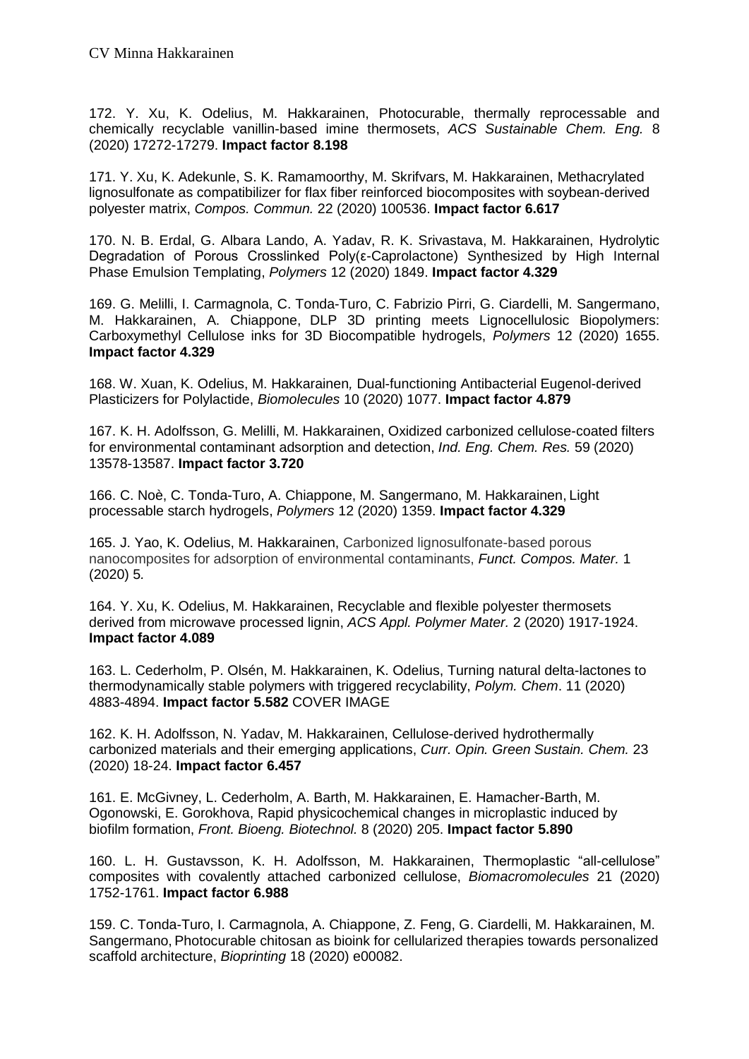172. Y. Xu, K. Odelius, M. Hakkarainen, Photocurable, thermally reprocessable and chemically recyclable vanillin-based imine thermosets, *ACS Sustainable Chem. Eng.* 8 (2020) 17272-17279. **Impact factor 8.198**

171. Y. Xu, K. Adekunle, S. K. Ramamoorthy, M. Skrifvars, M. Hakkarainen, Methacrylated lignosulfonate as compatibilizer for flax fiber reinforced biocomposites with soybean-derived polyester matrix, *Compos. Commun.* 22 (2020) 100536. **Impact factor 6.617**

170. N. B. Erdal, G. Albara Lando, A. Yadav, R. K. Srivastava, M. Hakkarainen, Hydrolytic Degradation of Porous Crosslinked Poly(ε-Caprolactone) Synthesized by High Internal Phase Emulsion Templating, *Polymers* 12 (2020) 1849. **Impact factor 4.329**

169. G. Melilli, I. Carmagnola, C. Tonda-Turo, C. Fabrizio Pirri, G. Ciardelli, M. Sangermano, M. Hakkarainen, A. Chiappone, DLP 3D printing meets Lignocellulosic Biopolymers: Carboxymethyl Cellulose inks for 3D Biocompatible hydrogels, *Polymers* 12 (2020) 1655. **Impact factor 4.329**

168. W. Xuan, K. Odelius, M. Hakkarainen, Dual-functioning Antibacterial Eugenol-derived Plasticizers for Polylactide, *Biomolecules* 10 (2020) 1077. **Impact factor 4.879**

167. K. H. Adolfsson, G. Melilli, M. Hakkarainen, Oxidized carbonized cellulose-coated filters for environmental contaminant adsorption and detection, *Ind. Eng. Chem. Res.* 59 (2020) 13578-13587. **Impact factor 3.720**

166. C. Noè, C. Tonda-Turo, A. Chiappone, M. Sangermano, M. Hakkarainen, Light processable starch hydrogels, *Polymers* 12 (2020) 1359. **Impact factor 4.329**

165. J. Yao, K. Odelius, M. Hakkarainen, Carbonized lignosulfonate-based porous nanocomposites for adsorption of environmental contaminants, *Funct. Compos. Mater.* 1 (2020) 5.

164. Y. Xu, K. Odelius, M. Hakkarainen, Recyclable and flexible polyester thermosets derived from microwave processed lignin, *ACS Appl. Polymer Mater.* 2 (2020) 1917-1924. **Impact factor 4.089**

163. L. Cederholm, P. Olsén, M. Hakkarainen, K. Odelius, Turning natural delta-lactones to thermodynamically stable polymers with triggered recyclability, *Polym. Chem*. 11 (2020) 4883-4894. **Impact factor 5.582** COVER IMAGE

162. K. H. Adolfsson, N. Yadav, M. Hakkarainen, Cellulose-derived hydrothermally carbonized materials and their emerging applications, *Curr. Opin. Green Sustain. Chem.* 23 (2020) 18-24. **Impact factor 6.457**

161. E. McGivney, L. Cederholm, A. Barth, M. Hakkarainen, E. Hamacher-Barth, M. Ogonowski, E. Gorokhova, Rapid physicochemical changes in microplastic induced by biofilm formation, *Front. Bioeng. Biotechnol.* 8 (2020) 205. **Impact factor 5.890**

160. L. H. Gustavsson, K. H. Adolfsson, M. Hakkarainen, Thermoplastic "all-cellulose" composites with covalently attached carbonized cellulose, *Biomacromolecules* 21 (2020) 1752-1761. **Impact factor 6.988**

159. C. Tonda-Turo, I. Carmagnola, A. Chiappone, Z. Feng, G. Ciardelli, M. Hakkarainen, M. Sangermano, Photocurable chitosan as bioink for cellularized therapies towards personalized scaffold architecture, *Bioprinting* 18 (2020) e00082.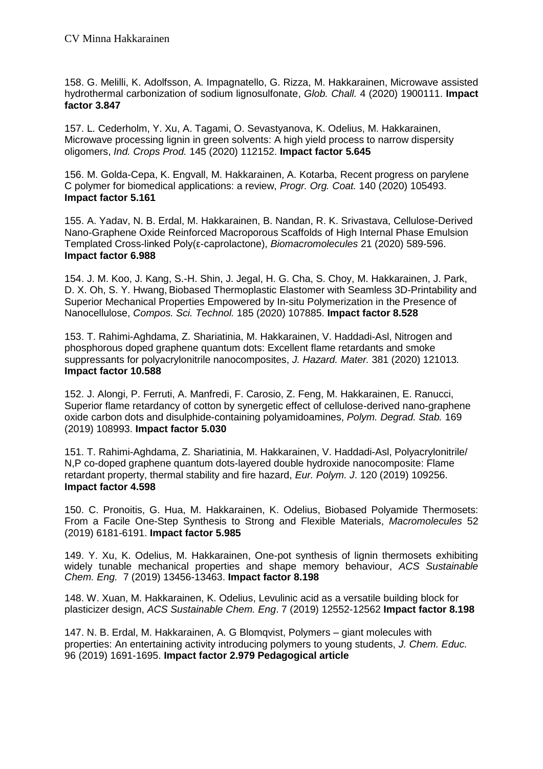158. G. Melilli, K. Adolfsson, A. Impagnatello, G. Rizza, M. Hakkarainen, Microwave assisted hydrothermal carbonization of sodium lignosulfonate, *Glob. Chall.* 4 (2020) 1900111. **Impact factor 3.847**

157. L. Cederholm, Y. Xu, A. Tagami, O. Sevastyanova, K. Odelius, M. Hakkarainen, Microwave processing lignin in green solvents: A high yield process to narrow dispersity oligomers, *Ind. Crops Prod.* 145 (2020) 112152. **Impact factor 5.645**

156. M. Golda-Cepa, K. Engvall, M. Hakkarainen, A. Kotarba, Recent progress on parylene C polymer for biomedical applications: a review, *Progr. Org. Coat.* 140 (2020) 105493. **Impact factor 5.161**

155. A. Yadav, N. B. Erdal, M. Hakkarainen, B. Nandan, R. K. Srivastava, Cellulose-Derived Nano-Graphene Oxide Reinforced Macroporous Scaffolds of High Internal Phase Emulsion Templated Cross-linked Poly(ε-caprolactone), *Biomacromolecules* 21 (2020) 589-596. **Impact factor 6.988**

154. J. M. Koo, J. Kang, S.-H. Shin, J. Jegal, H. G. Cha, S. Choy, M. Hakkarainen, J. Park, D. X. Oh, S. Y. Hwang, Biobased Thermoplastic Elastomer with Seamless 3D-Printability and Superior Mechanical Properties Empowered by In-situ Polymerization in the Presence of Nanocellulose, *Compos. Sci. Technol.* 185 (2020) 107885. **Impact factor 8.528**

153. T. Rahimi-Aghdama, Z. Shariatinia, M. Hakkarainen, V. Haddadi-Asl, Nitrogen and phosphorous doped graphene quantum dots: Excellent flame retardants and smoke suppressants for polyacrylonitrile nanocomposites, *J. Hazard. Mater.* 381 (2020) 121013. **Impact factor 10.588**

152. J. Alongi, P. Ferruti, A. Manfredi, F. Carosio, Z. Feng, M. Hakkarainen, E. Ranucci, Superior flame retardancy of cotton by synergetic effect of cellulose-derived nano-graphene oxide carbon dots and disulphide-containing polyamidoamines, *Polym. Degrad. Stab.* 169 (2019) 108993. **Impact factor 5.030**

151. T. Rahimi-Aghdama, Z. Shariatinia, M. Hakkarainen, V. Haddadi-Asl, Polyacrylonitrile/ N,P co-doped graphene quantum dots-layered double hydroxide nanocomposite: Flame retardant property, thermal stability and fire hazard, *Eur. Polym. J*. 120 (2019) 109256. **Impact factor 4.598**

150. C. Pronoitis, G. Hua, M. Hakkarainen, K. Odelius, Biobased Polyamide Thermosets: From a Facile One-Step Synthesis to Strong and Flexible Materials, *Macromolecules* 52 (2019) 6181-6191. **Impact factor 5.985**

149. Y. Xu, K. Odelius, M. Hakkarainen, One-pot synthesis of lignin thermosets exhibiting widely tunable mechanical properties and shape memory behaviour, *ACS Sustainable Chem. Eng.* 7 (2019) 13456-13463. **Impact factor 8.198**

148. W. Xuan, M. Hakkarainen, K. Odelius, Levulinic acid as a versatile building block for plasticizer design, *ACS Sustainable Chem. Eng*. 7 (2019) 12552-12562 **Impact factor 8.198**

147. N. B. Erdal, M. Hakkarainen, A. G Blomqvist, Polymers – giant molecules with properties: An entertaining activity introducing polymers to young students, *J. Chem. Educ.* 96 (2019) 1691-1695. **Impact factor 2.979 Pedagogical article**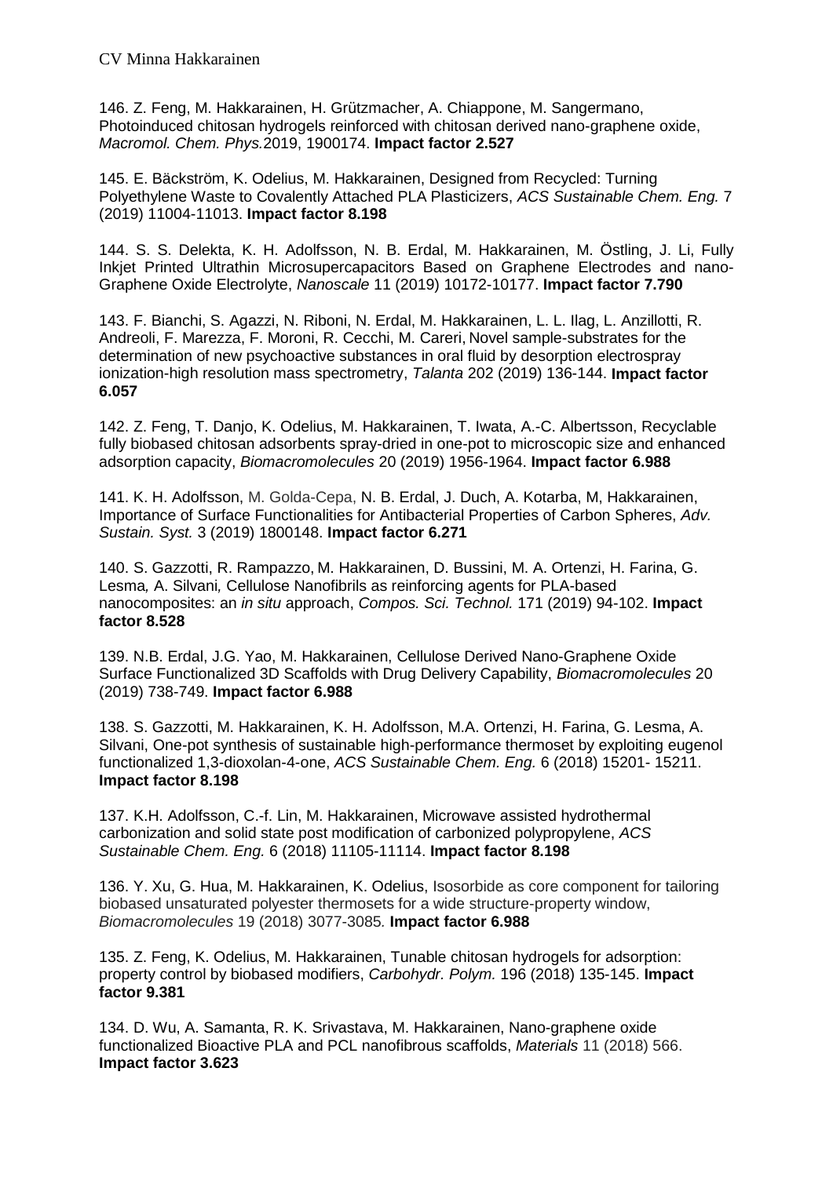146. Z. Feng, M. Hakkarainen, H. Grützmacher, A. Chiappone, M. Sangermano, Photoinduced chitosan hydrogels reinforced with chitosan derived nano-graphene oxide, *Macromol. Chem. Phys.*2019, 1900174. **Impact factor 2.527**

145. E. Bäckström, K. Odelius, M. Hakkarainen, Designed from Recycled: Turning Polyethylene Waste to Covalently Attached PLA Plasticizers, *ACS Sustainable Chem. Eng.* 7 (2019) 11004-11013. **Impact factor 8.198**

144. S. S. Delekta, K. H. Adolfsson, N. B. Erdal, M. Hakkarainen, M. Östling, J. Li, Fully Inkjet Printed Ultrathin Microsupercapacitors Based on Graphene Electrodes and nano-Graphene Oxide Electrolyte, *Nanoscale* 11 (2019) 10172-10177. **Impact factor 7.790**

143. F. Bianchi, S. Agazzi, N. Riboni, N. Erdal, M. Hakkarainen, L. L. Ilag, L. Anzillotti, R. Andreoli, F. Marezza, F. Moroni, R. Cecchi, M. Careri, Novel sample-substrates for the determination of new psychoactive substances in oral fluid by desorption electrospray ionization-high resolution mass spectrometry, *Talanta* 202 (2019) 136-144. **Impact factor 6.057**

142. Z. Feng, T. Danjo, K. Odelius, M. Hakkarainen, T. Iwata, A.-C. Albertsson, Recyclable fully biobased chitosan adsorbents spray-dried in one-pot to microscopic size and enhanced adsorption capacity, *Biomacromolecules* 20 (2019) 1956-1964. **Impact factor 6.988**

141. K. H. Adolfsson, M. Golda-Cepa, N. B. Erdal, J. Duch, A. Kotarba, M, Hakkarainen, Importance of Surface Functionalities for Antibacterial Properties of Carbon Spheres, *Adv. Sustain. Syst.* 3 (2019) 1800148. **Impact factor 6.271**

140. S. Gazzotti, R. Rampazzo, M. Hakkarainen, D. Bussini, M. A. Ortenzi, H. Farina, G. Lesma, A. Silvani, Cellulose Nanofibrils as reinforcing agents for PLA-based nanocomposites: an *in situ* approach, *Compos. Sci. Technol.* 171 (2019) 94-102. **Impact factor 8.528**

139. N.B. Erdal, J.G. Yao, M. Hakkarainen, Cellulose Derived Nano-Graphene Oxide Surface Functionalized 3D Scaffolds with Drug Delivery Capability, *Biomacromolecules* 20 (2019) 738-749. **Impact factor 6.988**

138. S. Gazzotti, M. Hakkarainen, K. H. Adolfsson, M.A. Ortenzi, H. Farina, G. Lesma, A. Silvani, One-pot synthesis of sustainable high-performance thermoset by exploiting eugenol functionalized 1,3-dioxolan-4-one, *ACS Sustainable Chem. Eng.* 6 (2018) 15201- 15211. **Impact factor 8.198**

137. K.H. Adolfsson, C.-f. Lin, M. Hakkarainen, Microwave assisted hydrothermal carbonization and solid state post modification of carbonized polypropylene, *ACS Sustainable Chem. Eng.* 6 (2018) 11105-11114. **Impact factor 8.198**

136. Y. Xu, G. Hua, M. Hakkarainen, K. Odelius, Isosorbide as core component for tailoring biobased unsaturated polyester thermosets for a wide structure-property window, *Biomacromolecules* 19 (2018) 3077-3085. **Impact factor 6.988**

135. Z. Feng, K. Odelius, M. Hakkarainen, Tunable chitosan hydrogels for adsorption: property control by biobased modifiers, *Carbohydr. Polym.* 196 (2018) 135-145. **Impact factor 9.381**

134. D. Wu, A. Samanta, R. K. Srivastava, M. Hakkarainen, Nano-graphene oxide functionalized Bioactive PLA and PCL nanofibrous scaffolds, *Materials* 11 (2018) 566. **Impact factor 3.623**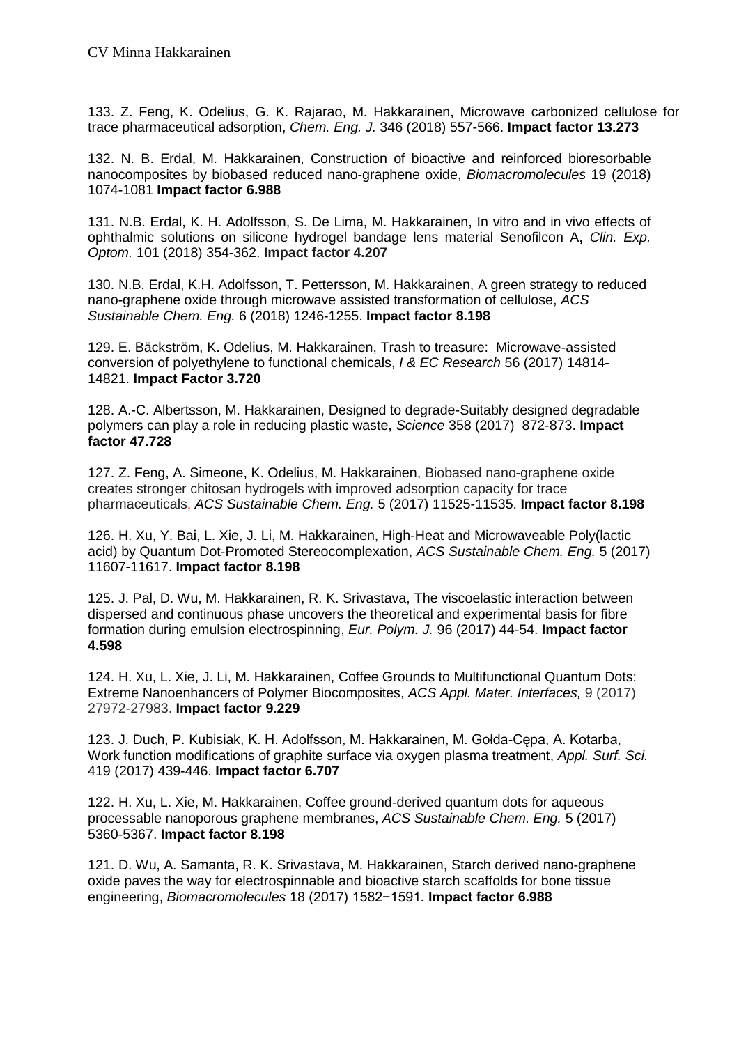133. Z. Feng, K. Odelius, G. K. Rajarao, M. Hakkarainen, Microwave carbonized cellulose for trace pharmaceutical adsorption, *Chem. Eng. J.* 346 (2018) 557-566. **Impact factor 13.273**

132. N. B. Erdal, M. Hakkarainen, Construction of bioactive and reinforced bioresorbable nanocomposites by biobased reduced nano-graphene oxide, *Biomacromolecules* 19 (2018) 1074-1081 **Impact factor 6.988**

131. N.B. Erdal, K. H. Adolfsson, S. De Lima, M. Hakkarainen, In vitro and in vivo effects of ophthalmic solutions on silicone hydrogel bandage lens material Senofilcon A**,** *Clin. Exp. Optom.* 101 (2018) 354-362. **Impact factor 4.207**

130. N.B. Erdal, K.H. Adolfsson, T. Pettersson, M. Hakkarainen, A green strategy to reduced nano-graphene oxide through microwave assisted transformation of cellulose, *ACS Sustainable Chem. Eng.* 6 (2018) 1246-1255. **Impact factor 8.198**

129. E. Bäckström, K. Odelius, M. Hakkarainen, Trash to treasure: Microwave-assisted conversion of polyethylene to functional chemicals, *I & EC Research* 56 (2017) 14814-14821. **Impact Factor 3.720**

128. A.-C. Albertsson, M. Hakkarainen, Designed to degrade-Suitably designed degradable polymers can play a role in reducing plastic waste, *Science* 358 (2017) 872-873. **Impact factor 47.728**

127. Z. Feng, A. Simeone, K. Odelius, M. Hakkarainen, Biobased nano-graphene oxide creates stronger chitosan hydrogels with improved adsorption capacity for trace pharmaceuticals, *ACS Sustainable Chem. Eng.* 5 (2017) 11525-11535. **Impact factor 8.198**

126. H. Xu, Y. Bai, L. Xie, J. Li, M. Hakkarainen, High-Heat and Microwaveable Poly(lactic acid) by Quantum Dot-Promoted Stereocomplexation, *ACS Sustainable Chem. Eng.* 5 (2017) 11607-11617. **Impact factor 8.198**

125. J. Pal, D. Wu, M. Hakkarainen, R. K. Srivastava, The viscoelastic interaction between dispersed and continuous phase uncovers the theoretical and experimental basis for fibre formation during emulsion electrospinning, *Eur. Polym. J.* 96 (2017) 44-54. **Impact factor 4.598**

124. H. Xu, L. Xie, J. Li, M. Hakkarainen, Coffee Grounds to Multifunctional Quantum Dots: Extreme Nanoenhancers of Polymer Biocomposites, *ACS Appl. Mater. Interfaces,* 9 (2017) 27972-27983. **Impact factor 9.229**

123. J. Duch, P. Kubisiak, K. H. Adolfsson, M. Hakkarainen, M. Gołda-Cępa, A. Kotarba, Work function modifications of graphite surface via oxygen plasma treatment, *Appl. Surf. Sci.* 419 (2017) 439-446. **Impact factor 6.707**

122. H. Xu, L. Xie, M. Hakkarainen, Coffee ground-derived quantum dots for aqueous processable nanoporous graphene membranes, *ACS Sustainable Chem. Eng.* 5 (2017) 5360-5367. **Impact factor 8.198**

121. D. Wu, A. Samanta, R. K. Srivastava, M. Hakkarainen, Starch derived nano-graphene oxide paves the way for electrospinnable and bioactive starch scaffolds for bone tissue engineering, *Biomacromolecules* 18 (2017) 1582−1591. **Impact factor 6.988**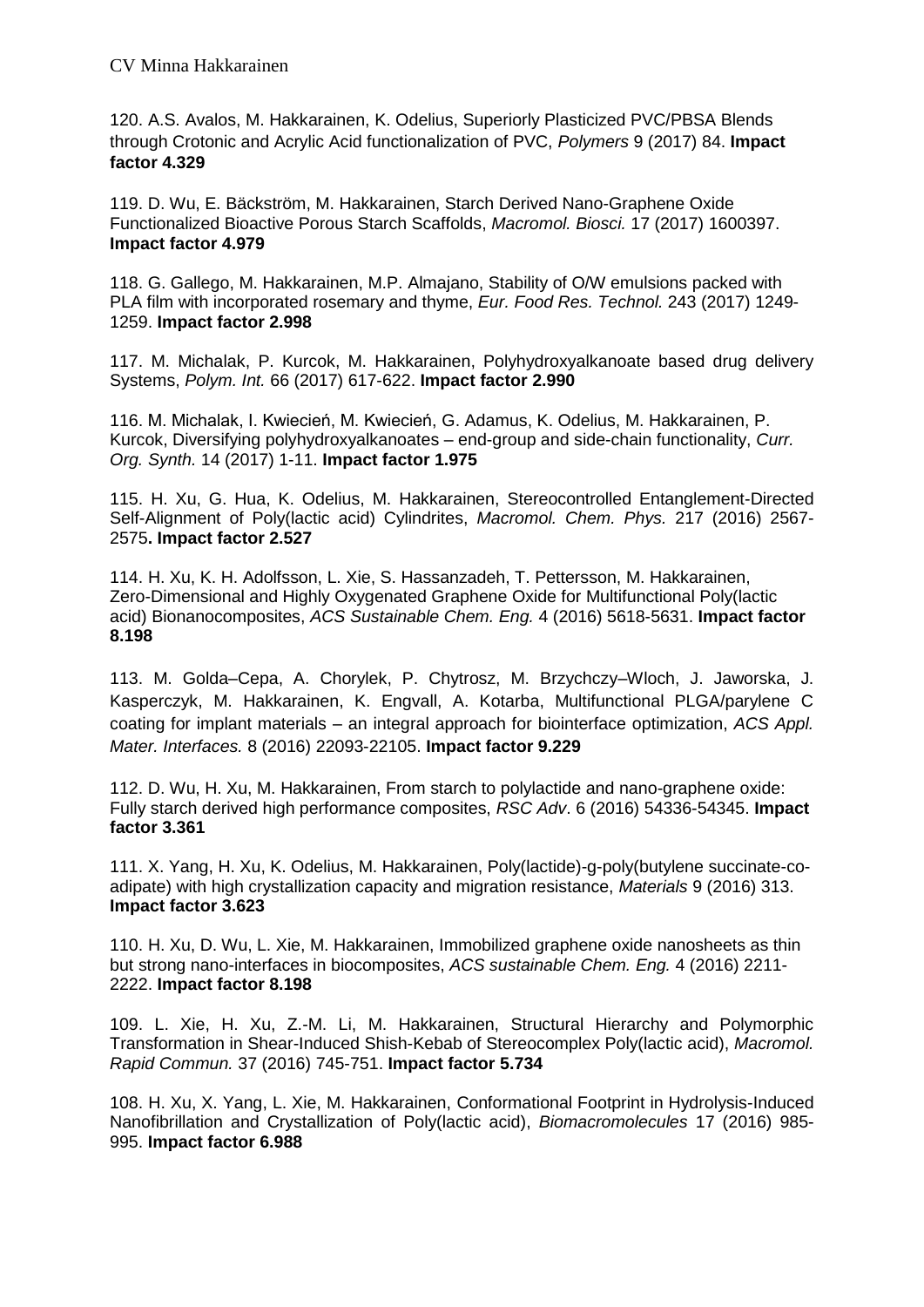120. A.S. Avalos, M. Hakkarainen, K. Odelius, Superiorly Plasticized PVC/PBSA Blends through Crotonic and Acrylic Acid functionalization of PVC, *Polymers* 9 (2017) 84. **Impact factor 4.329**

119. D. Wu, E. Bäckström, M. Hakkarainen, Starch Derived Nano-Graphene Oxide Functionalized Bioactive Porous Starch Scaffolds, *Macromol. Biosci.* 17 (2017) 1600397. **Impact factor 4.979**

118. G. Gallego, M. Hakkarainen, M.P. Almajano, Stability of O/W emulsions packed with PLA film with incorporated rosemary and thyme, *Eur. Food Res. Technol.* 243 (2017) 1249-1259. **Impact factor 2.998**

117. M. Michalak, P. Kurcok, M. Hakkarainen, Polyhydroxyalkanoate based drug delivery Systems, *Polym. Int.* 66 (2017) 617-622. **Impact factor 2.990**

116. M. Michalak, I. Kwiecień, M. Kwiecień, G. Adamus, K. Odelius, M. Hakkarainen, P. Kurcok, Diversifying polyhydroxyalkanoates – end-group and side-chain functionality, *Curr. Org. Synth.* 14 (2017) 1-11. **Impact factor 1.975**

115. H. Xu, G. Hua, K. Odelius, M. Hakkarainen, Stereocontrolled Entanglement-Directed Self-Alignment of Poly(lactic acid) Cylindrites, *Macromol. Chem. Phys.* 217 (2016) 2567-2575**. Impact factor 2.527**

114. H. Xu, K. H. Adolfsson, L. Xie, S. Hassanzadeh, T. Pettersson, M. Hakkarainen, Zero-Dimensional and Highly Oxygenated Graphene Oxide for Multifunctional Poly(lactic acid) Bionanocomposites, *ACS Sustainable Chem. Eng.* 4 (2016) 5618-5631. **Impact factor 8.198**

113. M. Golda–Cepa, A. Chorylek, P. Chytrosz, M. Brzychczy–Wloch, J. Jaworska, J. Kasperczyk, M. Hakkarainen, K. Engvall, A. Kotarba, Multifunctional PLGA/parylene C coating for implant materials – an integral approach for biointerface optimization, *ACS Appl. Mater. Interfaces.* 8 (2016) 22093-22105. **Impact factor 9.229**

112. D. Wu, H. Xu, M. Hakkarainen, From starch to polylactide and nano-graphene oxide: Fully starch derived high performance composites, *RSC Adv*. 6 (2016) 54336-54345. **Impact factor 3.361**

111. X. Yang, H. Xu, K. Odelius, M. Hakkarainen, Poly(lactide)-g-poly(butylene succinate-co-adipate) with high crystallization capacity and migration resistance, *Materials* 9 (2016) 313. **Impact factor 3.623**

110. H. Xu, D. Wu, L. Xie, M. Hakkarainen, Immobilized graphene oxide nanosheets as thin but strong nano-interfaces in biocomposites, *ACS sustainable Chem. Eng.* 4 (2016) 2211-2222. **Impact factor 8.198**

109. L. Xie, H. Xu, Z.-M. Li, M. Hakkarainen, Structural Hierarchy and Polymorphic Transformation in Shear-Induced Shish-Kebab of Stereocomplex Poly(lactic acid), *Macromol. Rapid Commun.* 37 (2016) 745-751. **Impact factor 5.734**

108. H. Xu, X. Yang, L. Xie, M. Hakkarainen, Conformational Footprint in Hydrolysis-Induced Nanofibrillation and Crystallization of Poly(lactic acid), *Biomacromolecules* 17 (2016) 985-995. **Impact factor 6.988**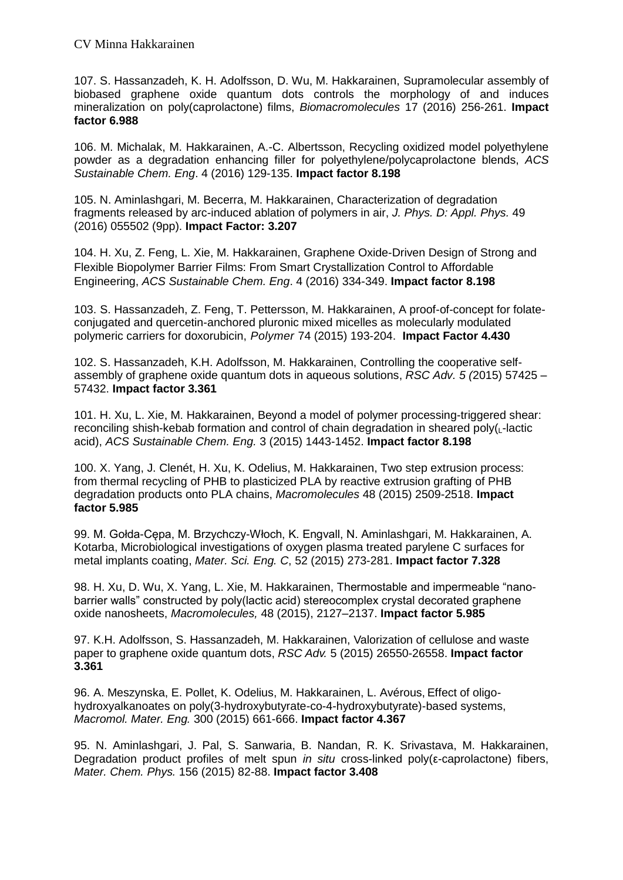107. S. Hassanzadeh, K. H. Adolfsson, D. Wu, M. Hakkarainen, Supramolecular assembly of biobased graphene oxide quantum dots controls the morphology of and induces mineralization on poly(caprolactone) films, *Biomacromolecules* 17 (2016) 256-261. **Impact factor 6.988**

106. M. Michalak, M. Hakkarainen, A.-C. Albertsson, Recycling oxidized model polyethylene powder as a degradation enhancing filler for polyethylene/polycaprolactone blends, *ACS Sustainable Chem. Eng*. 4 (2016) 129-135. **Impact factor 8.198**

105. N. Aminlashgari, M. Becerra, M. Hakkarainen, Characterization of degradation fragments released by arc-induced ablation of polymers in air, *J. Phys. D: Appl. Phys.* 49 (2016) 055502 (9pp). **Impact Factor: 3.207**

104. H. Xu, Z. Feng, L. Xie, M. Hakkarainen, Graphene Oxide-Driven Design of Strong and Flexible Biopolymer Barrier Films: From Smart Crystallization Control to Affordable Engineering, *ACS Sustainable Chem. Eng*. 4 (2016) 334-349. **Impact factor 8.198**

103. S. Hassanzadeh, Z. Feng, T. Pettersson, M. Hakkarainen, A proof-of-concept for folate-conjugated and quercetin-anchored pluronic mixed micelles as molecularly modulated polymeric carriers for doxorubicin, *Polymer* 74 (2015) 193-204. **Impact Factor 4.430**

102. S. Hassanzadeh, K.H. Adolfsson, M. Hakkarainen, Controlling the cooperative self-assembly of graphene oxide quantum dots in aqueous solutions, *RSC Adv. 5 (*2015) 57425 – 57432. **Impact factor 3.361**

101. H. Xu, L. Xie, M. Hakkarainen, Beyond a model of polymer processing-triggered shear: reconciling shish-kebab formation and control of chain degradation in sheared poly($_L$-lactic acid), *ACS Sustainable Chem. Eng.* 3 (2015) 1443-1452. **Impact factor 8.198**

100. X. Yang, J. Clenét, H. Xu, K. Odelius, M. Hakkarainen, Two step extrusion process: from thermal recycling of PHB to plasticized PLA by reactive extrusion grafting of PHB degradation products onto PLA chains, *Macromolecules* 48 (2015) 2509-2518. **Impact factor 5.985**

99. M. Gołda-Cępa, M. Brzychczy-Włoch, K. Engvall, N. Aminlashgari, M. Hakkarainen, A. Kotarba, Microbiological investigations of oxygen plasma treated parylene C surfaces for metal implants coating, *Mater. Sci. Eng. C*, 52 (2015) 273-281. **Impact factor 7.328**

98. H. Xu, D. Wu, X. Yang, L. Xie, M. Hakkarainen, Thermostable and impermeable "nano-barrier walls" constructed by poly(lactic acid) stereocomplex crystal decorated graphene oxide nanosheets, *Macromolecules,* 48 (2015), 2127–2137. **Impact factor 5.985**

97. K.H. Adolfsson, S. Hassanzadeh, M. Hakkarainen, Valorization of cellulose and waste paper to graphene oxide quantum dots, *RSC Adv.* 5 (2015) 26550-26558. **Impact factor 3.361**

96. A. Meszynska, E. Pollet, K. Odelius, M. Hakkarainen, L. Avérous, Effect of oligo-hydroxyalkanoates on poly(3-hydroxybutyrate-co-4-hydroxybutyrate)-based systems, *Macromol. Mater. Eng.* 300 (2015) 661-666. **Impact factor 4.367**

95. N. Aminlashgari, J. Pal, S. Sanwaria, B. Nandan, R. K. Srivastava, M. Hakkarainen, Degradation product profiles of melt spun *in situ* cross-linked poly(ε-caprolactone) fibers, *Mater. Chem. Phys.* 156 (2015) 82-88. **Impact factor 3.408**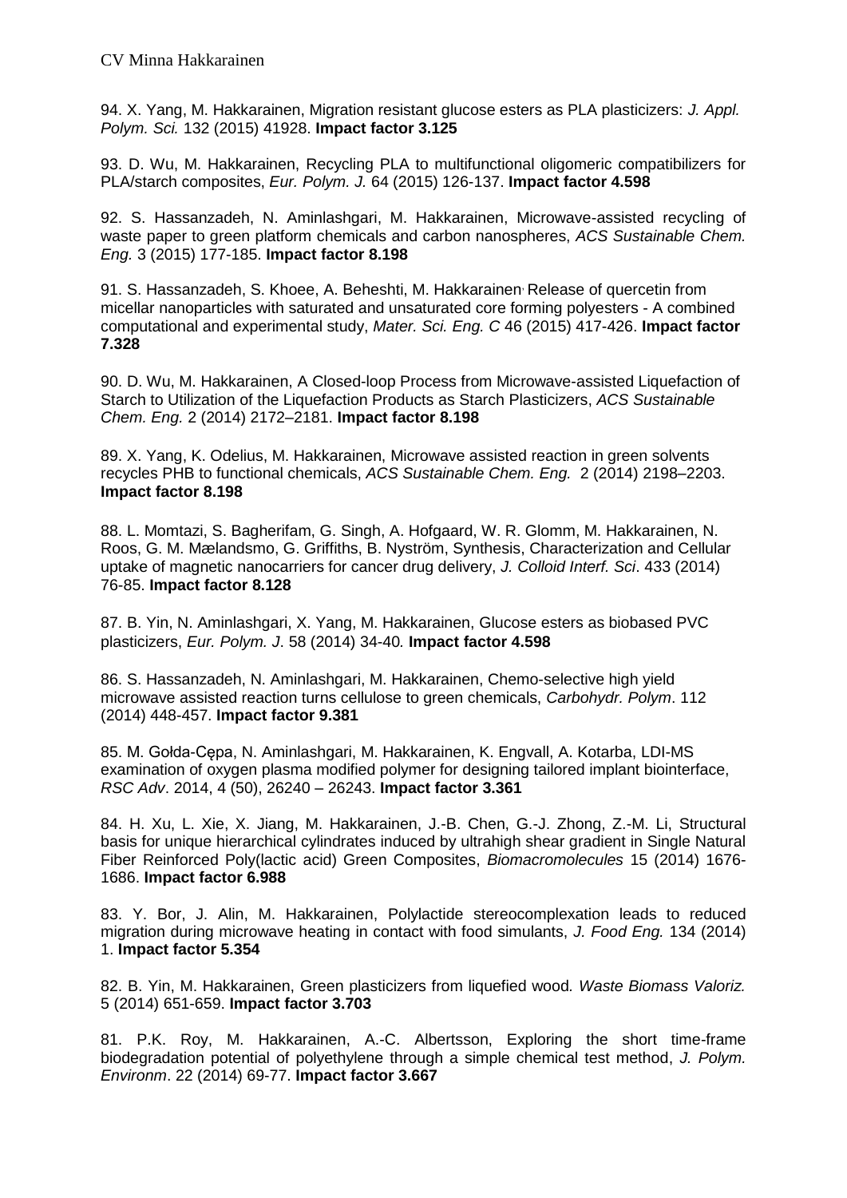94. X. Yang, M. Hakkarainen, Migration resistant glucose esters as PLA plasticizers: *J. Appl. Polym. Sci.* 132 (2015) 41928. **Impact factor 3.125**

93. D. Wu, M. Hakkarainen, Recycling PLA to multifunctional oligomeric compatibilizers for PLA/starch composites, *Eur. Polym. J.* 64 (2015) 126-137. **Impact factor 4.598**

92. S. Hassanzadeh, N. Aminlashgari, M. Hakkarainen, Microwave-assisted recycling of waste paper to green platform chemicals and carbon nanospheres, *ACS Sustainable Chem. Eng.* 3 (2015) 177-185. **Impact factor 8.198**

91. S. Hassanzadeh, S. Khoee, A. Beheshti, M. Hakkarainen, Release of quercetin from micellar nanoparticles with saturated and unsaturated core forming polyesters - A combined computational and experimental study, *Mater. Sci. Eng. C* 46 (2015) 417-426. **Impact factor 7.328**

90. D. Wu, M. Hakkarainen, A Closed-loop Process from Microwave-assisted Liquefaction of Starch to Utilization of the Liquefaction Products as Starch Plasticizers, *ACS Sustainable Chem. Eng.* 2 (2014) 2172–2181. **Impact factor 8.198**

89. X. Yang, K. Odelius, M. Hakkarainen, Microwave assisted reaction in green solvents recycles PHB to functional chemicals, *ACS Sustainable Chem. Eng.* 2 (2014) 2198–2203. **Impact factor 8.198**

88. L. Momtazi, S. Bagherifam, G. Singh, A. Hofgaard, W. R. Glomm, M. Hakkarainen, N. Roos, G. M. Mælandsmo, G. Griffiths, B. Nyström, Synthesis, Characterization and Cellular uptake of magnetic nanocarriers for cancer drug delivery, *J. Colloid Interf. Sci*. 433 (2014) 76-85. **Impact factor 8.128**

87. B. Yin, N. Aminlashgari, X. Yang, M. Hakkarainen, Glucose esters as biobased PVC plasticizers, *Eur. Polym. J*. 58 (2014) 34-40*.* **Impact factor 4.598**

86. S. Hassanzadeh, N. Aminlashgari, M. Hakkarainen, Chemo-selective high yield microwave assisted reaction turns cellulose to green chemicals, *Carbohydr. Polym*. 112 (2014) 448-457. **Impact factor 9.381**

85. M. Gołda-Cępa, N. Aminlashgari, M. Hakkarainen, K. Engvall, A. Kotarba, LDI-MS examination of oxygen plasma modified polymer for designing tailored implant biointerface, *RSC Adv*. 2014, 4 (50), 26240 – 26243. **Impact factor 3.361**

84. H. Xu, L. Xie, X. Jiang, M. Hakkarainen, J.-B. Chen, G.-J. Zhong, Z.-M. Li, Structural basis for unique hierarchical cylindrates induced by ultrahigh shear gradient in Single Natural Fiber Reinforced Poly(lactic acid) Green Composites, *Biomacromolecules* 15 (2014) 1676-1686. **Impact factor 6.988**

83. Y. Bor, J. Alin, M. Hakkarainen, Polylactide stereocomplexation leads to reduced migration during microwave heating in contact with food simulants, *J. Food Eng.* 134 (2014) 1. **Impact factor 5.354**

82. B. Yin, M. Hakkarainen, Green plasticizers from liquefied wood*. Waste Biomass Valoriz.* 5 (2014) 651-659. **Impact factor 3.703**

81. P.K. Roy, M. Hakkarainen, A.-C. Albertsson, Exploring the short time-frame biodegradation potential of polyethylene through a simple chemical test method, *J. Polym. Environm*. 22 (2014) 69-77. **Impact factor 3.667**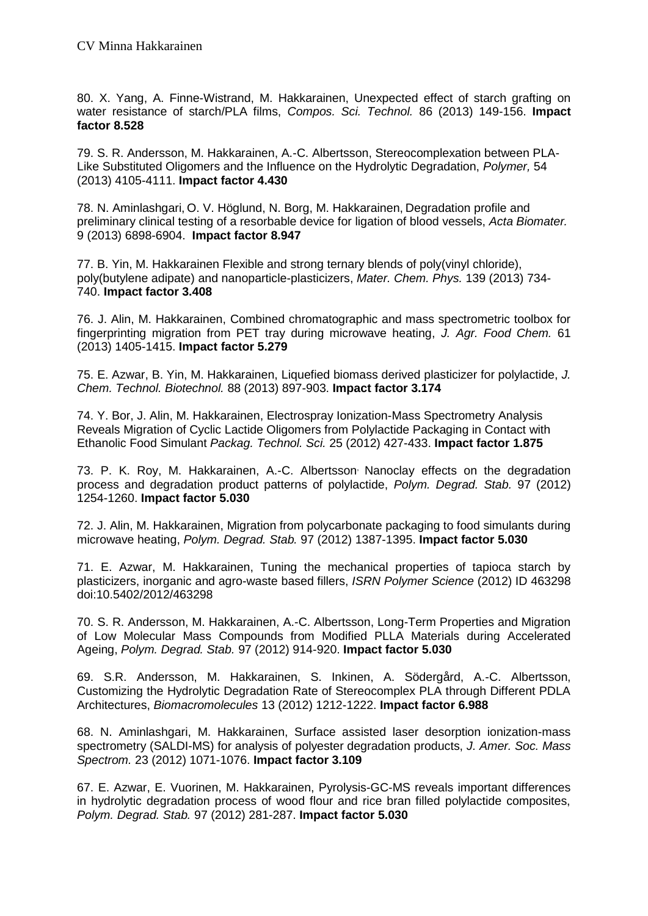80. X. Yang, A. Finne-Wistrand, M. Hakkarainen, Unexpected effect of starch grafting on water resistance of starch/PLA films, *Compos. Sci. Technol.* 86 (2013) 149-156. **Impact factor 8.528**

79. S. R. Andersson, M. Hakkarainen, A.-C. Albertsson, Stereocomplexation between PLA-Like Substituted Oligomers and the Influence on the Hydrolytic Degradation, *Polymer,* 54 (2013) 4105-4111. **Impact factor 4.430**

78. N. Aminlashgari, O. V. Höglund, N. Borg, M. Hakkarainen, Degradation profile and preliminary clinical testing of a resorbable device for ligation of blood vessels, *Acta Biomater.* 9 (2013) 6898-6904. **Impact factor 8.947**

77. B. Yin, M. Hakkarainen Flexible and strong ternary blends of poly(vinyl chloride), poly(butylene adipate) and nanoparticle-plasticizers, *Mater. Chem. Phys.* 139 (2013) 734-740. **Impact factor 3.408**

76. J. Alin, M. Hakkarainen, Combined chromatographic and mass spectrometric toolbox for fingerprinting migration from PET tray during microwave heating, *J. Agr. Food Chem.* 61 (2013) 1405-1415. **Impact factor 5.279**

75. E. Azwar, B. Yin, M. Hakkarainen, Liquefied biomass derived plasticizer for polylactide, *J. Chem. Technol. Biotechnol.* 88 (2013) 897-903. **Impact factor 3.174**

74. Y. Bor, J. Alin, M. Hakkarainen, Electrospray Ionization-Mass Spectrometry Analysis Reveals Migration of Cyclic Lactide Oligomers from Polylactide Packaging in Contact with Ethanolic Food Simulant *Packag. Technol. Sci.* 25 (2012) 427-433. **Impact factor 1.875**

73. P. K. Roy, M. Hakkarainen, A.-C. Albertsson, Nanoclay effects on the degradation process and degradation product patterns of polylactide, *Polym. Degrad. Stab.* 97 (2012) 1254-1260. **Impact factor 5.030**

72. J. Alin, M. Hakkarainen, Migration from polycarbonate packaging to food simulants during microwave heating, *Polym. Degrad. Stab.* 97 (2012) 1387-1395. **Impact factor 5.030**

71. E. Azwar, M. Hakkarainen, Tuning the mechanical properties of tapioca starch by plasticizers, inorganic and agro-waste based fillers, *ISRN Polymer Science* (2012) ID 463298 doi:10.5402/2012/463298

70. S. R. Andersson, M. Hakkarainen, A.-C. Albertsson, Long-Term Properties and Migration of Low Molecular Mass Compounds from Modified PLLA Materials during Accelerated Ageing, *Polym. Degrad. Stab.* 97 (2012) 914-920. **Impact factor 5.030**

69. S.R. Andersson, M. Hakkarainen, S. Inkinen, A. Södergård, A.-C. Albertsson, Customizing the Hydrolytic Degradation Rate of Stereocomplex PLA through Different PDLA Architectures, *Biomacromolecules* 13 (2012) 1212-1222. **Impact factor 6.988**

68. N. Aminlashgari, M. Hakkarainen, Surface assisted laser desorption ionization-mass spectrometry (SALDI-MS) for analysis of polyester degradation products, *J. Amer. Soc. Mass Spectrom.* 23 (2012) 1071-1076. **Impact factor 3.109**

67. E. Azwar, E. Vuorinen, M. Hakkarainen, Pyrolysis-GC-MS reveals important differences in hydrolytic degradation process of wood flour and rice bran filled polylactide composites, *Polym. Degrad. Stab.* 97 (2012) 281-287. **Impact factor 5.030**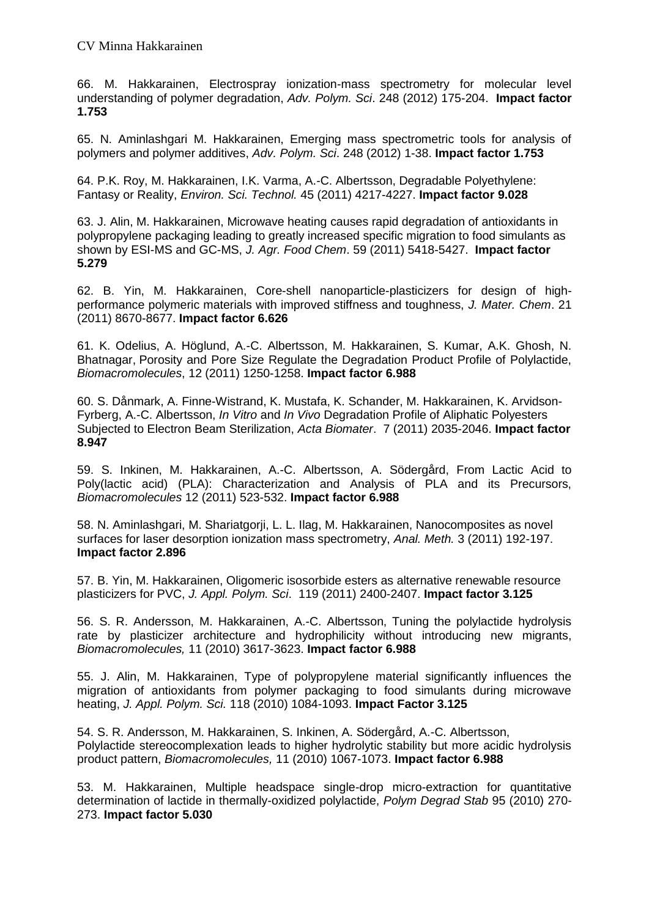66. M. Hakkarainen, Electrospray ionization-mass spectrometry for molecular level understanding of polymer degradation, *Adv. Polym. Sci*. 248 (2012) 175-204. **Impact factor 1.753**

65. N. Aminlashgari M. Hakkarainen, Emerging mass spectrometric tools for analysis of polymers and polymer additives, *Adv. Polym. Sci*. 248 (2012) 1-38. **Impact factor 1.753**

64. P.K. Roy, M. Hakkarainen, I.K. Varma, A.-C. Albertsson, Degradable Polyethylene: Fantasy or Reality, *Environ. Sci. Technol.* 45 (2011) 4217-4227. **Impact factor 9.028**

63. J. Alin, M. Hakkarainen, Microwave heating causes rapid degradation of antioxidants in polypropylene packaging leading to greatly increased specific migration to food simulants as shown by ESI-MS and GC-MS, *J. Agr. Food Chem*. 59 (2011) 5418-5427. **Impact factor 5.279**

62. B. Yin, M. Hakkarainen, Core-shell nanoparticle-plasticizers for design of high-performance polymeric materials with improved stiffness and toughness, *J. Mater. Chem*. 21 (2011) 8670-8677. **Impact factor 6.626**

61. K. Odelius, A. Höglund, A.-C. Albertsson, M. Hakkarainen, S. Kumar, A.K. Ghosh, N. Bhatnagar, Porosity and Pore Size Regulate the Degradation Product Profile of Polylactide, *Biomacromolecules*, 12 (2011) 1250-1258. **Impact factor 6.988**

60. S. Dånmark, A. Finne-Wistrand, K. Mustafa, K. Schander, M. Hakkarainen, K. Arvidson-Fyrberg, A.-C. Albertsson, *In Vitro* and *In Vivo* Degradation Profile of Aliphatic Polyesters Subjected to Electron Beam Sterilization, *Acta Biomater*. 7 (2011) 2035-2046. **Impact factor 8.947**

59. S. Inkinen, M. Hakkarainen, A.-C. Albertsson, A. Södergård, From Lactic Acid to Poly(lactic acid) (PLA): Characterization and Analysis of PLA and its Precursors, *Biomacromolecules* 12 (2011) 523-532. **Impact factor 6.988**

58. N. Aminlashgari, M. Shariatgorji, L. L. Ilag, M. Hakkarainen, Nanocomposites as novel surfaces for laser desorption ionization mass spectrometry, *Anal. Meth.* 3 (2011) 192-197. **Impact factor 2.896**

57. B. Yin, M. Hakkarainen, Oligomeric isosorbide esters as alternative renewable resource plasticizers for PVC, *J. Appl. Polym. Sci*. 119 (2011) 2400-2407. **Impact factor 3.125**

56. S. R. Andersson, M. Hakkarainen, A.-C. Albertsson, Tuning the polylactide hydrolysis rate by plasticizer architecture and hydrophilicity without introducing new migrants, *Biomacromolecules,* 11 (2010) 3617-3623. **Impact factor 6.988**

55. J. Alin, M. Hakkarainen, Type of polypropylene material significantly influences the migration of antioxidants from polymer packaging to food simulants during microwave heating, *J. Appl. Polym. Sci.* 118 (2010) 1084-1093. **Impact Factor 3.125**

54. S. R. Andersson, M. Hakkarainen, S. Inkinen, A. Södergård, A.-C. Albertsson, Polylactide stereocomplexation leads to higher hydrolytic stability but more acidic hydrolysis product pattern, *Biomacromolecules,* 11 (2010) 1067-1073. **Impact factor 6.988**

53. M. Hakkarainen, Multiple headspace single-drop micro-extraction for quantitative determination of lactide in thermally-oxidized polylactide, *Polym Degrad Stab* 95 (2010) 270-273. **Impact factor 5.030**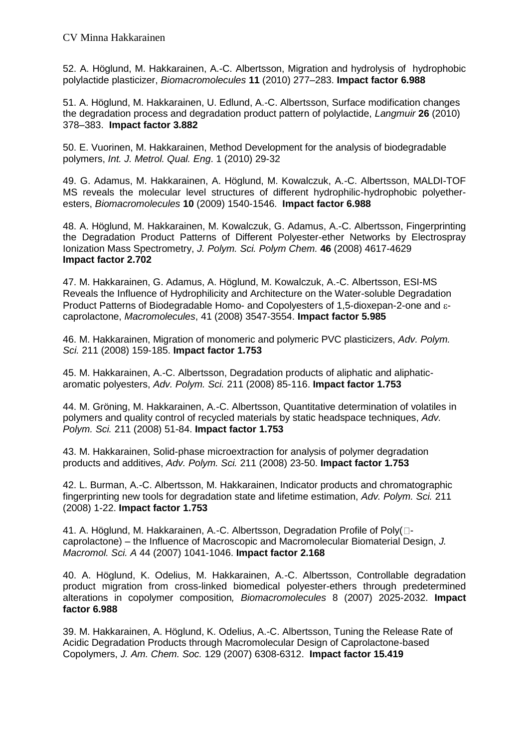52. A. Höglund, M. Hakkarainen, A.-C. Albertsson, Migration and hydrolysis of hydrophobic polylactide plasticizer, *Biomacromolecules* **11** (2010) 277–283. **Impact factor 6.988**

51. A. Höglund, M. Hakkarainen, U. Edlund, A.-C. Albertsson, Surface modification changes the degradation process and degradation product pattern of polylactide, *Langmuir* **26** (2010) 378–383. **Impact factor 3.882**

50. E. Vuorinen, M. Hakkarainen, Method Development for the analysis of biodegradable polymers, *Int. J. Metrol. Qual. Eng*. 1 (2010) 29-32

49. G. Adamus, M. Hakkarainen, A. Höglund, M. Kowalczuk, A.-C. Albertsson, MALDI-TOF MS reveals the molecular level structures of different hydrophilic-hydrophobic polyether-esters, *Biomacromolecules* **10** (2009) 1540-1546. **Impact factor 6.988**

48. A. Höglund, M. Hakkarainen, M. Kowalczuk, G. Adamus, A.-C. Albertsson, Fingerprinting the Degradation Product Patterns of Different Polyester-ether Networks by Electrospray Ionization Mass Spectrometry, *J. Polym. Sci. Polym Chem.* **46** (2008) 4617-4629 **Impact factor 2.702**

47. M. Hakkarainen, G. Adamus, A. Höglund, M. Kowalczuk, A.-C. Albertsson, ESI-MS Reveals the Influence of Hydrophilicity and Architecture on the Water-soluble Degradation Product Patterns of Biodegradable Homo- and Copolyesters of 1,5-dioxepan-2-one and $\varepsilon$-caprolactone, *Macromolecules*, 41 (2008) 3547-3554. **Impact factor 5.985**

46. M. Hakkarainen, Migration of monomeric and polymeric PVC plasticizers, *Adv. Polym. Sci.* 211 (2008) 159-185. **Impact factor 1.753**

45. M. Hakkarainen, A.-C. Albertsson, Degradation products of aliphatic and aliphatic-aromatic polyesters, *Adv. Polym. Sci.* 211 (2008) 85-116. **Impact factor 1.753**

44. M. Gröning, M. Hakkarainen, A.-C. Albertsson, Quantitative determination of volatiles in polymers and quality control of recycled materials by static headspace techniques, *Adv. Polym. Sci.* 211 (2008) 51-84. **Impact factor 1.753**

43. M. Hakkarainen, Solid-phase microextraction for analysis of polymer degradation products and additives, *Adv. Polym. Sci.* 211 (2008) 23-50. **Impact factor 1.753**

42. L. Burman, A.-C. Albertsson, M. Hakkarainen, Indicator products and chromatographic fingerprinting new tools for degradation state and lifetime estimation, *Adv. Polym. Sci.* 211 (2008) 1-22. **Impact factor 1.753**

41. A. Höglund, M. Hakkarainen, A.-C. Albertsson, Degradation Profile of Poly(□-caprolactone) – the Influence of Macroscopic and Macromolecular Biomaterial Design, *J. Macromol. Sci. A* 44 (2007) 1041-1046. **Impact factor 2.168**

40. A. Höglund, K. Odelius, M. Hakkarainen, A.-C. Albertsson, Controllable degradation product migration from cross-linked biomedical polyester-ethers through predetermined alterations in copolymer composition*, Biomacromolecules* 8 (2007) 2025-2032. **Impact factor 6.988**

39. M. Hakkarainen, A. Höglund, K. Odelius, A.-C. Albertsson, Tuning the Release Rate of Acidic Degradation Products through Macromolecular Design of Caprolactone-based Copolymers, *J. Am. Chem. Soc.* 129 (2007) 6308-6312. **Impact factor 15.419**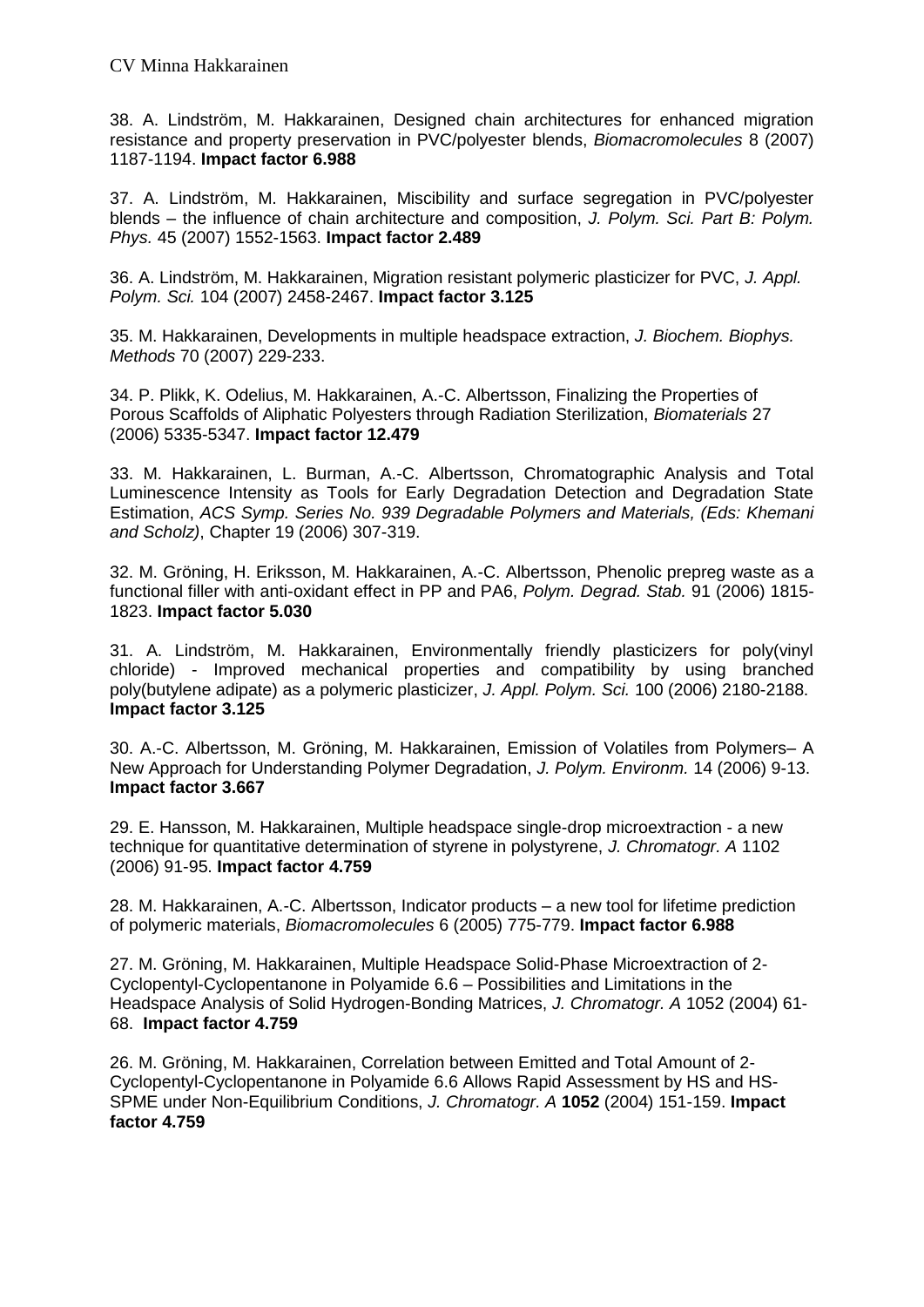38. A. Lindström, M. Hakkarainen, Designed chain architectures for enhanced migration resistance and property preservation in PVC/polyester blends, *Biomacromolecules* 8 (2007) 1187-1194. **Impact factor 6.988**

37. A. Lindström, M. Hakkarainen, Miscibility and surface segregation in PVC/polyester blends – the influence of chain architecture and composition, *J. Polym. Sci. Part B: Polym. Phys.* 45 (2007) 1552-1563. **Impact factor 2.489**

36. A. Lindström, M. Hakkarainen, Migration resistant polymeric plasticizer for PVC, *J. Appl. Polym. Sci.* 104 (2007) 2458-2467. **Impact factor 3.125**

35. M. Hakkarainen, Developments in multiple headspace extraction, *J. Biochem. Biophys. Methods* 70 (2007) 229-233.

34. P. Plikk, K. Odelius, M. Hakkarainen, A.-C. Albertsson, Finalizing the Properties of Porous Scaffolds of Aliphatic Polyesters through Radiation Sterilization, *Biomaterials* 27 (2006) 5335-5347. **Impact factor 12.479**

33. M. Hakkarainen, L. Burman, A.-C. Albertsson, Chromatographic Analysis and Total Luminescence Intensity as Tools for Early Degradation Detection and Degradation State Estimation, *ACS Symp. Series No. 939 Degradable Polymers and Materials, (Eds: Khemani and Scholz)*, Chapter 19 (2006) 307-319.

32. M. Gröning, H. Eriksson, M. Hakkarainen, A.-C. Albertsson, Phenolic prepreg waste as a functional filler with anti-oxidant effect in PP and PA6, *Polym. Degrad. Stab.* 91 (2006) 1815-1823. **Impact factor 5.030**

31. A. Lindström, M. Hakkarainen, Environmentally friendly plasticizers for poly(vinyl chloride) - Improved mechanical properties and compatibility by using branched poly(butylene adipate) as a polymeric plasticizer, *J. Appl. Polym. Sci.* 100 (2006) 2180-2188. **Impact factor 3.125**

30. A.-C. Albertsson, M. Gröning, M. Hakkarainen, Emission of Volatiles from Polymers– A New Approach for Understanding Polymer Degradation, *J. Polym. Environm.* 14 (2006) 9-13. **Impact factor 3.667**

29. E. Hansson, M. Hakkarainen, Multiple headspace single-drop microextraction - a new technique for quantitative determination of styrene in polystyrene, *J. Chromatogr. A* 1102 (2006) 91-95. **Impact factor 4.759**

28. M. Hakkarainen, A.-C. Albertsson, Indicator products – a new tool for lifetime prediction of polymeric materials, *Biomacromolecules* 6 (2005) 775-779. **Impact factor 6.988**

27. M. Gröning, M. Hakkarainen, Multiple Headspace Solid-Phase Microextraction of 2-Cyclopentyl-Cyclopentanone in Polyamide 6.6 – Possibilities and Limitations in the Headspace Analysis of Solid Hydrogen-Bonding Matrices, *J. Chromatogr. A* 1052 (2004) 61-68. **Impact factor 4.759**

26. M. Gröning, M. Hakkarainen, Correlation between Emitted and Total Amount of 2-Cyclopentyl-Cyclopentanone in Polyamide 6.6 Allows Rapid Assessment by HS and HS-SPME under Non-Equilibrium Conditions, *J. Chromatogr. A* **1052** (2004) 151-159. **Impact factor 4.759**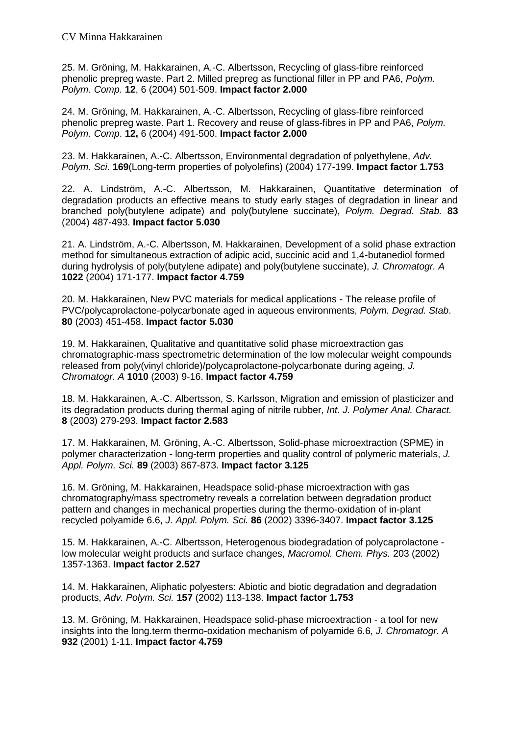25. M. Gröning, M. Hakkarainen, A.-C. Albertsson, Recycling of glass-fibre reinforced phenolic prepreg waste. Part 2. Milled prepreg as functional filler in PP and PA6, *Polym. Polym. Comp.* **12**, 6 (2004) 501-509. **Impact factor 2.000**

24. M. Gröning, M. Hakkarainen, A.-C. Albertsson, Recycling of glass-fibre reinforced phenolic prepreg waste. Part 1. Recovery and reuse of glass-fibres in PP and PA6, *Polym. Polym. Comp*. **12,** 6 (2004) 491-500. **Impact factor 2.000**

23. M. Hakkarainen, A.-C. Albertsson, Environmental degradation of polyethylene, *Adv. Polym. Sci*. **169**(Long-term properties of polyolefins) (2004) 177-199. **Impact factor 1.753**

22. A. Lindström, A.-C. Albertsson, M. Hakkarainen, Quantitative determination of degradation products an effective means to study early stages of degradation in linear and branched poly(butylene adipate) and poly(butylene succinate), *Polym. Degrad. Stab.* **83** (2004) 487-493. **Impact factor 5.030**

21. A. Lindström, A.-C. Albertsson, M. Hakkarainen, Development of a solid phase extraction method for simultaneous extraction of adipic acid, succinic acid and 1,4-butanediol formed during hydrolysis of poly(butylene adipate) and poly(butylene succinate), *J. Chromatogr. A* **1022** (2004) 171-177. **Impact factor 4.759**

20. M. Hakkarainen, New PVC materials for medical applications - The release profile of PVC/polycaprolactone-polycarbonate aged in aqueous environments, *Polym. Degrad. Stab*. **80** (2003) 451-458. **Impact factor 5.030**

19. M. Hakkarainen, Qualitative and quantitative solid phase microextraction gas chromatographic-mass spectrometric determination of the low molecular weight compounds released from poly(vinyl chloride)/polycaprolactone-polycarbonate during ageing, *J. Chromatogr. A* **1010** (2003) 9-16. **Impact factor 4.759**

18. M. Hakkarainen, A.-C. Albertsson, S. Karlsson, Migration and emission of plasticizer and its degradation products during thermal aging of nitrile rubber, *Int. J. Polymer Anal. Charact.* **8** (2003) 279-293. **Impact factor 2.583**

17. M. Hakkarainen, M. Gröning, A.-C. Albertsson, Solid-phase microextraction (SPME) in polymer characterization - long-term properties and quality control of polymeric materials, *J. Appl. Polym. Sci.* **89** (2003) 867-873. **Impact factor 3.125**

16. M. Gröning, M. Hakkarainen, Headspace solid-phase microextraction with gas chromatography/mass spectrometry reveals a correlation between degradation product pattern and changes in mechanical properties during the thermo-oxidation of in-plant recycled polyamide 6.6, *J. Appl. Polym. Sci.* **86** (2002) 3396-3407. **Impact factor 3.125**

15. M. Hakkarainen, A.-C. Albertsson, Heterogenous biodegradation of polycaprolactone - low molecular weight products and surface changes, *Macromol. Chem. Phys.* 203 (2002) 1357-1363. **Impact factor 2.527**

14. M. Hakkarainen, Aliphatic polyesters: Abiotic and biotic degradation and degradation products, *Adv. Polym. Sci.* **157** (2002) 113-138. **Impact factor 1.753**

13. M. Gröning, M. Hakkarainen, Headspace solid-phase microextraction - a tool for new insights into the long.term thermo-oxidation mechanism of polyamide 6.6, *J. Chromatogr. A* **932** (2001) 1-11. **Impact factor 4.759**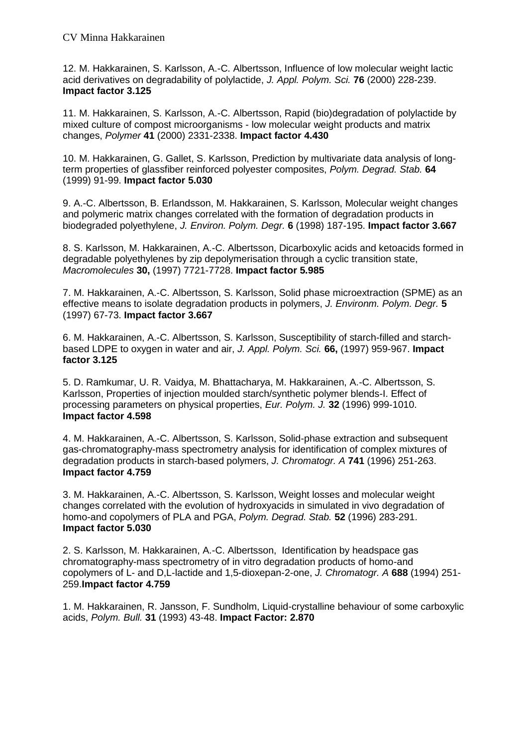12. M. Hakkarainen, S. Karlsson, A.-C. Albertsson, Influence of low molecular weight lactic acid derivatives on degradability of polylactide, *J. Appl. Polym. Sci.* **76** (2000) 228-239. **Impact factor 3.125**

11. M. Hakkarainen, S. Karlsson, A.-C. Albertsson, Rapid (bio)degradation of polylactide by mixed culture of compost microorganisms - low molecular weight products and matrix changes, *Polymer* **41** (2000) 2331-2338. **Impact factor 4.430**

10. M. Hakkarainen, G. Gallet, S. Karlsson, Prediction by multivariate data analysis of long-term properties of glassfiber reinforced polyester composites, *Polym. Degrad. Stab.* **64** (1999) 91-99. **Impact factor 5.030**

9. A.-C. Albertsson, B. Erlandsson, M. Hakkarainen, S. Karlsson, Molecular weight changes and polymeric matrix changes correlated with the formation of degradation products in biodegraded polyethylene, *J. Environ. Polym. Degr.* **6** (1998) 187-195. **Impact factor 3.667**

8. S. Karlsson, M. Hakkarainen, A.-C. Albertsson, Dicarboxylic acids and ketoacids formed in degradable polyethylenes by zip depolymerisation through a cyclic transition state, *Macromolecules* **30,** (1997) 7721-7728. **Impact factor 5.985**

7. M. Hakkarainen, A.-C. Albertsson, S. Karlsson, Solid phase microextraction (SPME) as an effective means to isolate degradation products in polymers, *J. Environm. Polym. Degr.* **5** (1997) 67-73. **Impact factor 3.667**

6. M. Hakkarainen, A.-C. Albertsson, S. Karlsson, Susceptibility of starch-filled and starch-based LDPE to oxygen in water and air, *J. Appl. Polym. Sci.* **66,** (1997) 959-967. **Impact factor 3.125**

5. D. Ramkumar, U. R. Vaidya, M. Bhattacharya, M. Hakkarainen, A.-C. Albertsson, S. Karlsson, Properties of injection moulded starch/synthetic polymer blends-I. Effect of processing parameters on physical properties, *Eur. Polym. J.* **32** (1996) 999-1010. **Impact factor 4.598**

4. M. Hakkarainen, A.-C. Albertsson, S. Karlsson, Solid-phase extraction and subsequent gas-chromatography-mass spectrometry analysis for identification of complex mixtures of degradation products in starch-based polymers, *J. Chromatogr. A* **741** (1996) 251-263. **Impact factor 4.759**

3. M. Hakkarainen, A.-C. Albertsson, S. Karlsson, Weight losses and molecular weight changes correlated with the evolution of hydroxyacids in simulated in vivo degradation of homo-and copolymers of PLA and PGA, *Polym. Degrad. Stab.* **52** (1996) 283-291. **Impact factor 5.030**

2. S. Karlsson, M. Hakkarainen, A.-C. Albertsson, Identification by headspace gas chromatography-mass spectrometry of in vitro degradation products of homo-and copolymers of L- and D,L-lactide and 1,5-dioxepan-2-one, *J. Chromatogr. A* **688** (1994) 251-259.**Impact factor 4.759**

1. M. Hakkarainen, R. Jansson, F. Sundholm, Liquid-crystalline behaviour of some carboxylic acids, *Polym. Bull.* **31** (1993) 43-48. **Impact Factor: 2.870**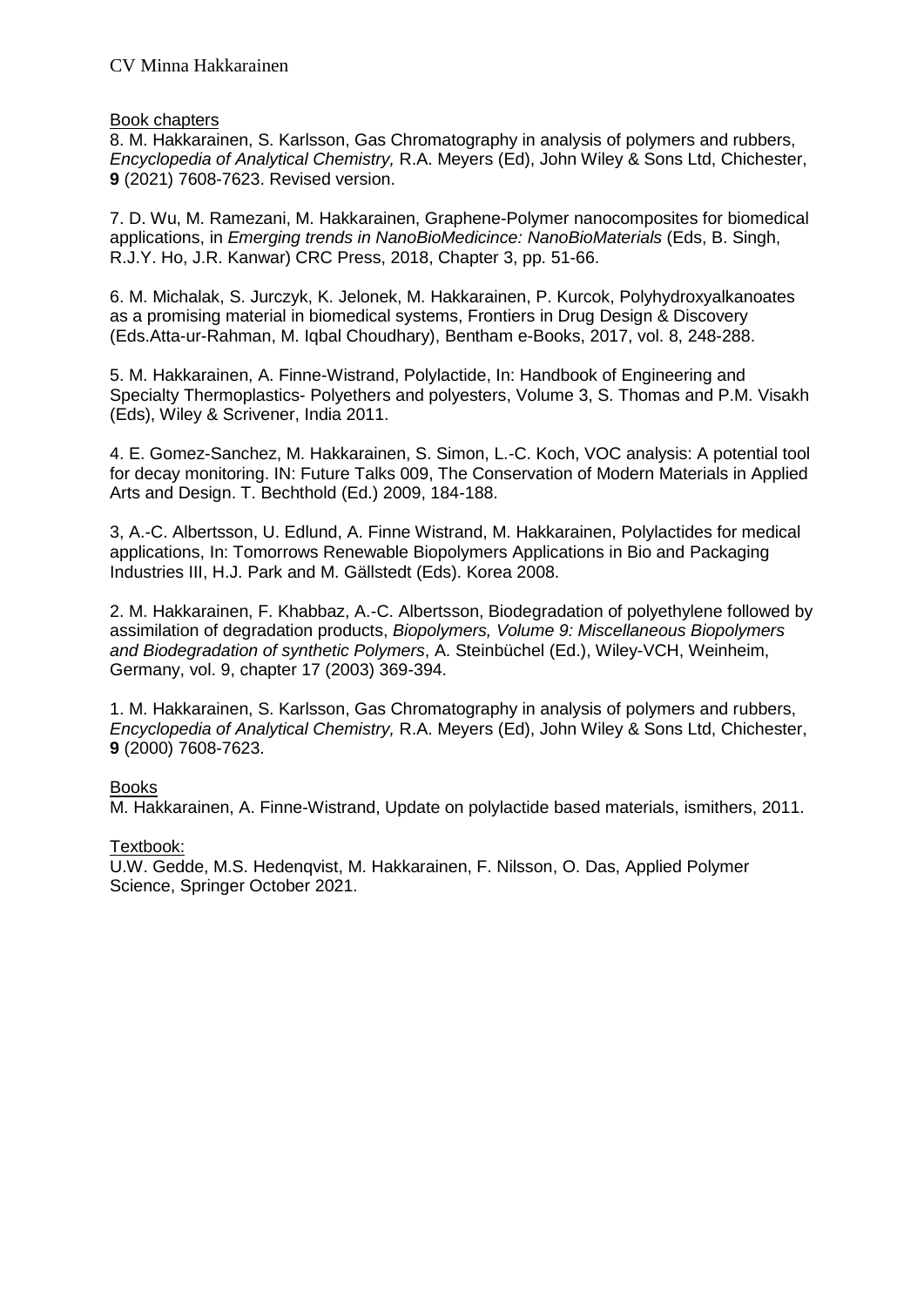Book chapters

8. M. Hakkarainen, S. Karlsson, Gas Chromatography in analysis of polymers and rubbers, *Encyclopedia of Analytical Chemistry,* R.A. Meyers (Ed), John Wiley & Sons Ltd, Chichester, **9** (2021) 7608-7623. Revised version.

7. D. Wu, M. Ramezani, M. Hakkarainen, Graphene-Polymer nanocomposites for biomedical applications, in *Emerging trends in NanoBioMedicince: NanoBioMaterials* (Eds, B. Singh, R.J.Y. Ho, J.R. Kanwar) CRC Press, 2018, Chapter 3, pp. 51-66.

6. M. Michalak, S. Jurczyk, K. Jelonek, M. Hakkarainen, P. Kurcok, Polyhydroxyalkanoates as a promising material in biomedical systems, Frontiers in Drug Design & Discovery (Eds.Atta-ur-Rahman, M. Iqbal Choudhary), Bentham e-Books, 2017, vol. 8, 248-288.

5. M. Hakkarainen, A. Finne-Wistrand, Polylactide, In: Handbook of Engineering and Specialty Thermoplastics- Polyethers and polyesters, Volume 3, S. Thomas and P.M. Visakh (Eds), Wiley & Scrivener, India 2011.

4. E. Gomez-Sanchez, M. Hakkarainen, S. Simon, L.-C. Koch, VOC analysis: A potential tool for decay monitoring. IN: Future Talks 009, The Conservation of Modern Materials in Applied Arts and Design. T. Bechthold (Ed.) 2009, 184-188.

3, A.-C. Albertsson, U. Edlund, A. Finne Wistrand, M. Hakkarainen, Polylactides for medical applications, In: Tomorrows Renewable Biopolymers Applications in Bio and Packaging Industries III, H.J. Park and M. Gällstedt (Eds). Korea 2008.

2. M. Hakkarainen, F. Khabbaz, A.-C. Albertsson, Biodegradation of polyethylene followed by assimilation of degradation products, *Biopolymers, Volume 9: Miscellaneous Biopolymers and Biodegradation of synthetic Polymers*, A. Steinbüchel (Ed.), Wiley-VCH, Weinheim, Germany, vol. 9, chapter 17 (2003) 369-394.

1. M. Hakkarainen, S. Karlsson, Gas Chromatography in analysis of polymers and rubbers, *Encyclopedia of Analytical Chemistry,* R.A. Meyers (Ed), John Wiley & Sons Ltd, Chichester, **9** (2000) 7608-7623.

Books

M. Hakkarainen, A. Finne-Wistrand, Update on polylactide based materials, ismithers, 2011.

Textbook:

U.W. Gedde, M.S. Hedenqvist, M. Hakkarainen, F. Nilsson, O. Das, Applied Polymer Science, Springer October 2021.